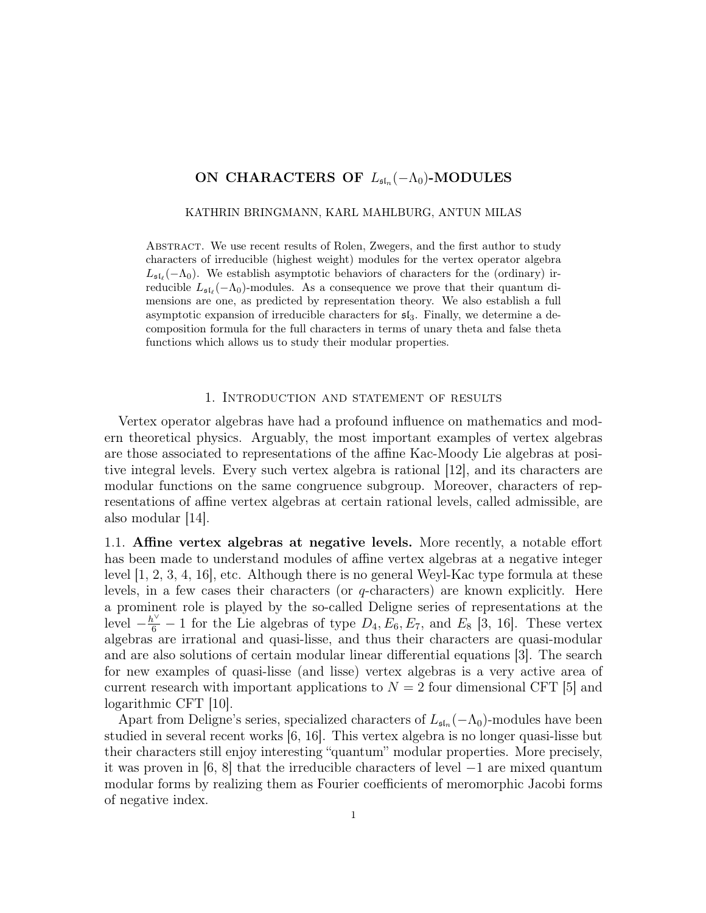# ON CHARACTERS OF $L_{\mathfrak{sl}_n}(-\Lambda_0)$-MODULES

KATHRIN BRINGMANN, KARL MAHLBURG, ANTUN MILAS

Abstract. We use recent results of Rolen, Zwegers, and the first author to study characters of irreducible (highest weight) modules for the vertex operator algebra $L_{\mathfrak{sl}_\ell}(-\Lambda_0)$. We establish asymptotic behaviors of characters for the (ordinary) irreducible $L_{\mathfrak{sl}_\ell}(-\Lambda_0)$-modules. As a consequence we prove that their quantum dimensions are one, as predicted by representation theory. We also establish a full asymptotic expansion of irreducible characters for $\mathfrak{sl}_3$. Finally, we determine a decomposition formula for the full characters in terms of unary theta and false theta functions which allows us to study their modular properties.

## 1. Introduction and statement of results

Vertex operator algebras have had a profound influence on mathematics and modern theoretical physics. Arguably, the most important examples of vertex algebras are those associated to representations of the affine Kac-Moody Lie algebras at positive integral levels. Every such vertex algebra is rational [12], and its characters are modular functions on the same congruence subgroup. Moreover, characters of representations of affine vertex algebras at certain rational levels, called admissible, are also modular [14].

### 1.1. Affine vertex algebras at negative levels.

More recently, a notable effort has been made to understand modules of affine vertex algebras at a negative integer level [1, 2, 3, 4, 16], etc. Although there is no general Weyl-Kac type formula at these levels, in a few cases their characters (or $q$-characters) are known explicitly. Here a prominent role is played by the so-called Deligne series of representations at the level $-\frac{h^\vee}{6} - 1$ for the Lie algebras of type $D_4, E_6, E_7$, and $E_8$ [3, 16]. These vertex algebras are irrational and quasi-lisse, and thus their characters are quasi-modular and are also solutions of certain modular linear differential equations [3]. The search for new examples of quasi-lisse (and lisse) vertex algebras is a very active area of current research with important applications to $N = 2$ four dimensional CFT [5] and logarithmic CFT [10].

Apart from Deligne's series, specialized characters of $L_{\mathfrak{sl}_n}(-\Lambda_0)$-modules have been studied in several recent works [6, 16]. This vertex algebra is no longer quasi-lisse but their characters still enjoy interesting "quantum" modular properties. More precisely, it was proven in [6, 8] that the irreducible characters of level $-1$ are mixed quantum modular forms by realizing them as Fourier coefficients of meromorphic Jacobi forms of negative index.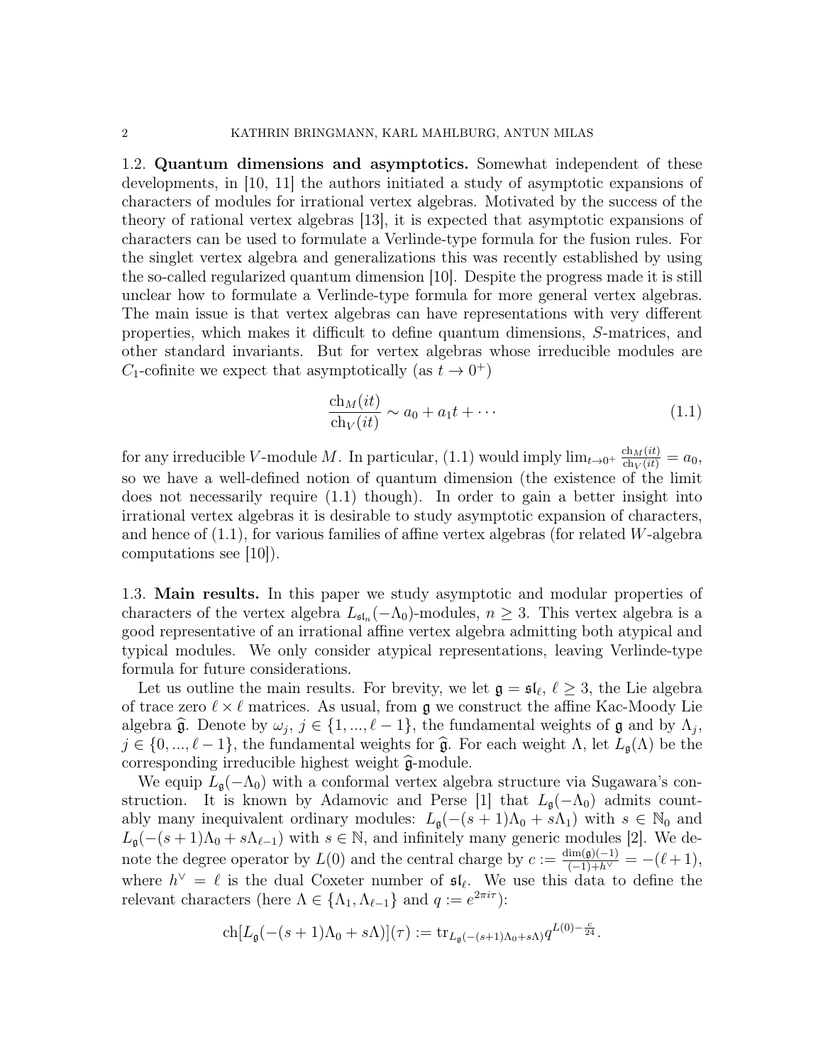1.2. **Quantum dimensions and asymptotics.** Somewhat independent of these developments, in [10, 11] the authors initiated a study of asymptotic expansions of characters of modules for irrational vertex algebras. Motivated by the success of the theory of rational vertex algebras [13], it is expected that asymptotic expansions of characters can be used to formulate a Verlinde-type formula for the fusion rules. For the singlet vertex algebra and generalizations this was recently established by using the so-called regularized quantum dimension [10]. Despite the progress made it is still unclear how to formulate a Verlinde-type formula for more general vertex algebras. The main issue is that vertex algebras can have representations with very different properties, which makes it difficult to define quantum dimensions, $S$-matrices, and other standard invariants. But for vertex algebras whose irreducible modules are $C_1$-cofinite we expect that asymptotically (as $t \to 0^+$)

$$\frac{\mathrm{ch}_M(it)}{\mathrm{ch}_V(it)} \sim a_0 + a_1 t + \cdots \tag{1.1}$$

for any irreducible $V$-module $M$. In particular, (1.1) would imply $\lim_{t\to 0^+} \frac{\mathrm{ch}_M(it)}{\mathrm{ch}_V(it)} = a_0$, so we have a well-defined notion of quantum dimension (the existence of the limit does not necessarily require (1.1) though). In order to gain a better insight into irrational vertex algebras it is desirable to study asymptotic expansion of characters, and hence of (1.1), for various families of affine vertex algebras (for related $W$-algebra computations see [10]).

1.3. **Main results.** In this paper we study asymptotic and modular properties of characters of the vertex algebra $L_{\mathfrak{sl}_n}(-\Lambda_0)$-modules, $n \geq 3$. This vertex algebra is a good representative of an irrational affine vertex algebra admitting both atypical and typical modules. We only consider atypical representations, leaving Verlinde-type formula for future considerations.

Let us outline the main results. For brevity, we let $\mathfrak{g} = \mathfrak{sl}_\ell$, $\ell \geq 3$, the Lie algebra of trace zero $\ell \times \ell$ matrices. As usual, from $\mathfrak{g}$ we construct the affine Kac-Moody Lie algebra $\widehat{\mathfrak{g}}$. Denote by $\omega_j$, $j \in \{1, ..., \ell - 1\}$, the fundamental weights of $\mathfrak{g}$ and by $\Lambda_j$, $j \in \{0, ..., \ell - 1\}$, the fundamental weights for $\widehat{\mathfrak{g}}$. For each weight $\Lambda$, let $L_{\mathfrak{g}}(\Lambda)$ be the corresponding irreducible highest weight $\widehat{\mathfrak{g}}$-module.

We equip $L_{\mathfrak{g}}(-\Lambda_0)$ with a conformal vertex algebra structure via Sugawara's construction. It is known by Adamovic and Perse [1] that $L_{\mathfrak{g}}(-\Lambda_0)$ admits countably many inequivalent ordinary modules: $L_{\mathfrak{g}}(-(s+1)\Lambda_0 + s\Lambda_1)$ with $s \in \mathbb{N}_0$ and $L_{\mathfrak{g}}(-(s+1)\Lambda_0 + s\Lambda_{\ell-1})$ with $s \in \mathbb{N}$, and infinitely many generic modules [2]. We denote the degree operator by $L(0)$ and the central charge by $c := \frac{\dim(\mathfrak{g})(-1)}{(-1)+h^\vee} = -(\ell+1)$, where $h^\vee = \ell$ is the dual Coxeter number of $\mathfrak{sl}_\ell$. We use this data to define the relevant characters (here $\Lambda \in \{\Lambda_1, \Lambda_{\ell-1}\}$ and $q := e^{2\pi i \tau}$):

$$\mathrm{ch}[L_{\mathfrak{g}}(-(s+1)\Lambda_0 + s\Lambda)](\tau) := \mathrm{tr}_{L_{\mathfrak{g}}(-(s+1)\Lambda_0+s\Lambda)} q^{L(0)-\frac{c}{24}}.$$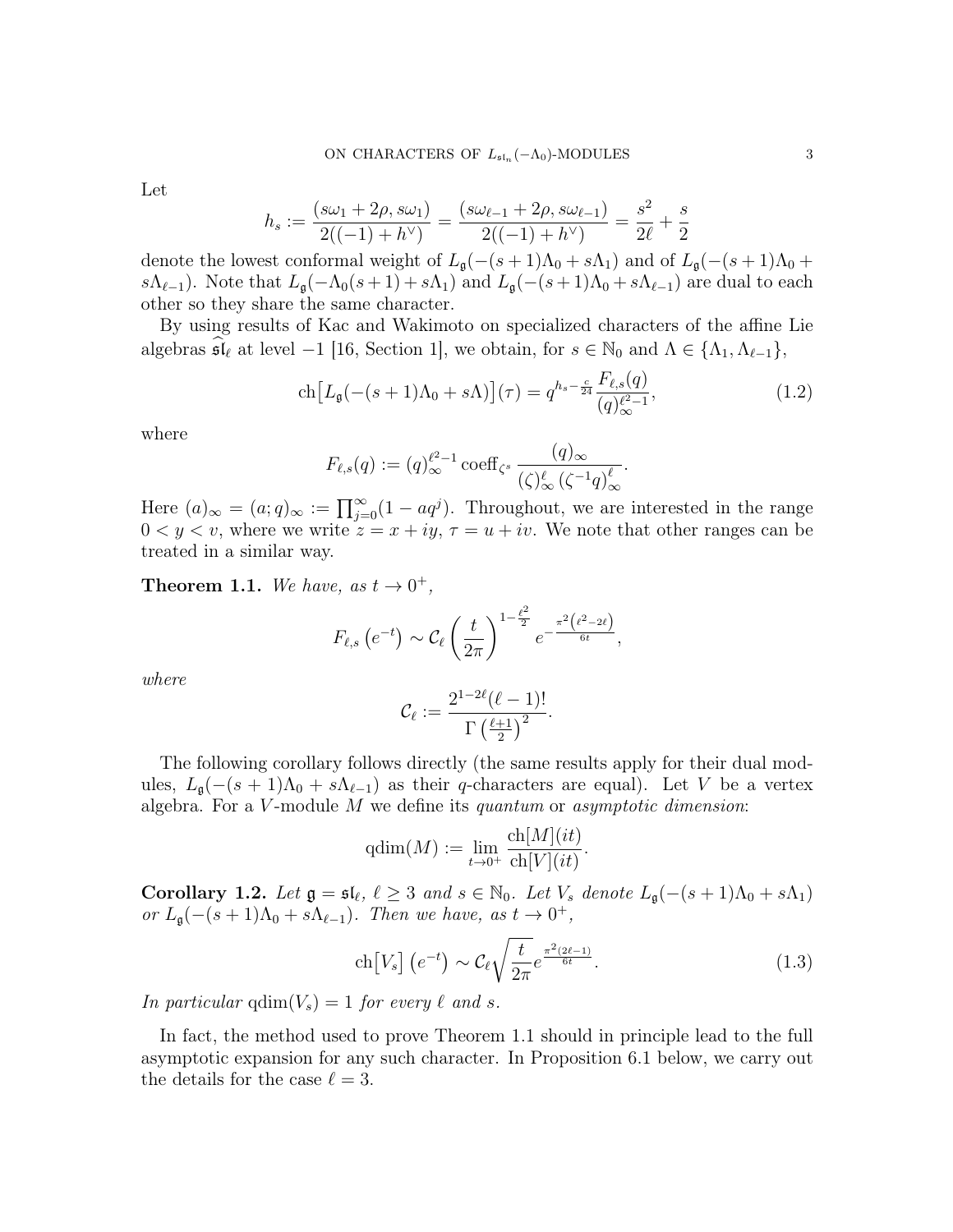Let

$$h_s := \frac{(s\omega_1 + 2\rho, s\omega_1)}{2((-1) + h^\vee)} = \frac{(s\omega_{\ell-1} + 2\rho, s\omega_{\ell-1})}{2((-1) + h^\vee)} = \frac{s^2}{2\ell} + \frac{s}{2}$$

denote the lowest conformal weight of $L_{\mathfrak{g}}(-(s+1)\Lambda_0 + s\Lambda_1)$ and of $L_{\mathfrak{g}}(-(s+1)\Lambda_0 + s\Lambda_{\ell-1})$. Note that $L_{\mathfrak{g}}(-\Lambda_0(s+1) + s\Lambda_1)$ and $L_{\mathfrak{g}}(-(s+1)\Lambda_0 + s\Lambda_{\ell-1})$ are dual to each other so they share the same character.

By using results of Kac and Wakimoto on specialized characters of the affine Lie algebras $\widehat{\mathfrak{sl}}_\ell$ at level $-1$ [16, Section 1], we obtain, for $s \in \mathbb{N}_0$ and $\Lambda \in \{\Lambda_1, \Lambda_{\ell-1}\}$,

$$\operatorname{ch}\big[L_{\mathfrak{g}}(-(s+1)\Lambda_0 + s\Lambda)\big](\tau) = q^{h_s - \frac{c}{24}} \frac{F_{\ell,s}(q)}{(q)_\infty^{\ell^2-1}}, \tag{1.2}$$

where

$$F_{\ell,s}(q) := (q)_\infty^{\ell^2-1} \operatorname{coeff}_{\zeta^s} \frac{(q)_\infty}{(\zeta)_\infty^\ell \left(\zeta^{-1}q\right)_\infty^\ell}.$$

Here $(a)_\infty = (a;q)_\infty := \prod_{j=0}^\infty (1 - aq^j)$. Throughout, we are interested in the range $0 < y < v$, where we write $z = x + iy$, $\tau = u + iv$. We note that other ranges can be treated in a similar way.

**Theorem 1.1.** *We have, as $t \to 0^+$,*

$$F_{\ell,s}\left(e^{-t}\right) \sim \mathcal{C}_\ell \left(\frac{t}{2\pi}\right)^{1-\frac{\ell^2}{2}} e^{-\frac{\pi^2\left(\ell^2 - 2\ell\right)}{6t}},$$

*where*

$$\mathcal{C}_\ell := \frac{2^{1-2\ell}(\ell-1)!}{\Gamma\left(\frac{\ell+1}{2}\right)^2}.$$

The following corollary follows directly (the same results apply for their dual modules, $L_{\mathfrak{g}}(-(s+1)\Lambda_0 + s\Lambda_{\ell-1})$ as their $q$-characters are equal). Let $V$ be a vertex algebra. For a $V$-module $M$ we define its *quantum* or *asymptotic dimension*:

$$\operatorname{qdim}(M) := \lim_{t \to 0^+} \frac{\operatorname{ch}[M](it)}{\operatorname{ch}[V](it)}.$$

**Corollary 1.2.** *Let $\mathfrak{g} = \mathfrak{sl}_\ell$, $\ell \geq 3$ and $s \in \mathbb{N}_0$. Let $V_s$ denote $L_{\mathfrak{g}}(-(s+1)\Lambda_0 + s\Lambda_1)$ or $L_{\mathfrak{g}}(-(s+1)\Lambda_0 + s\Lambda_{\ell-1})$. Then we have, as $t \to 0^+$,*

$$\operatorname{ch}\big[V_s\big]\left(e^{-t}\right) \sim \mathcal{C}_\ell \sqrt{\frac{t}{2\pi}} e^{\frac{\pi^2(2\ell-1)}{6t}}. \tag{1.3}$$

*In particular* $\operatorname{qdim}(V_s) = 1$ *for every $\ell$ and $s$.*

In fact, the method used to prove Theorem 1.1 should in principle lead to the full asymptotic expansion for any such character. In Proposition 6.1 below, we carry out the details for the case $\ell = 3$.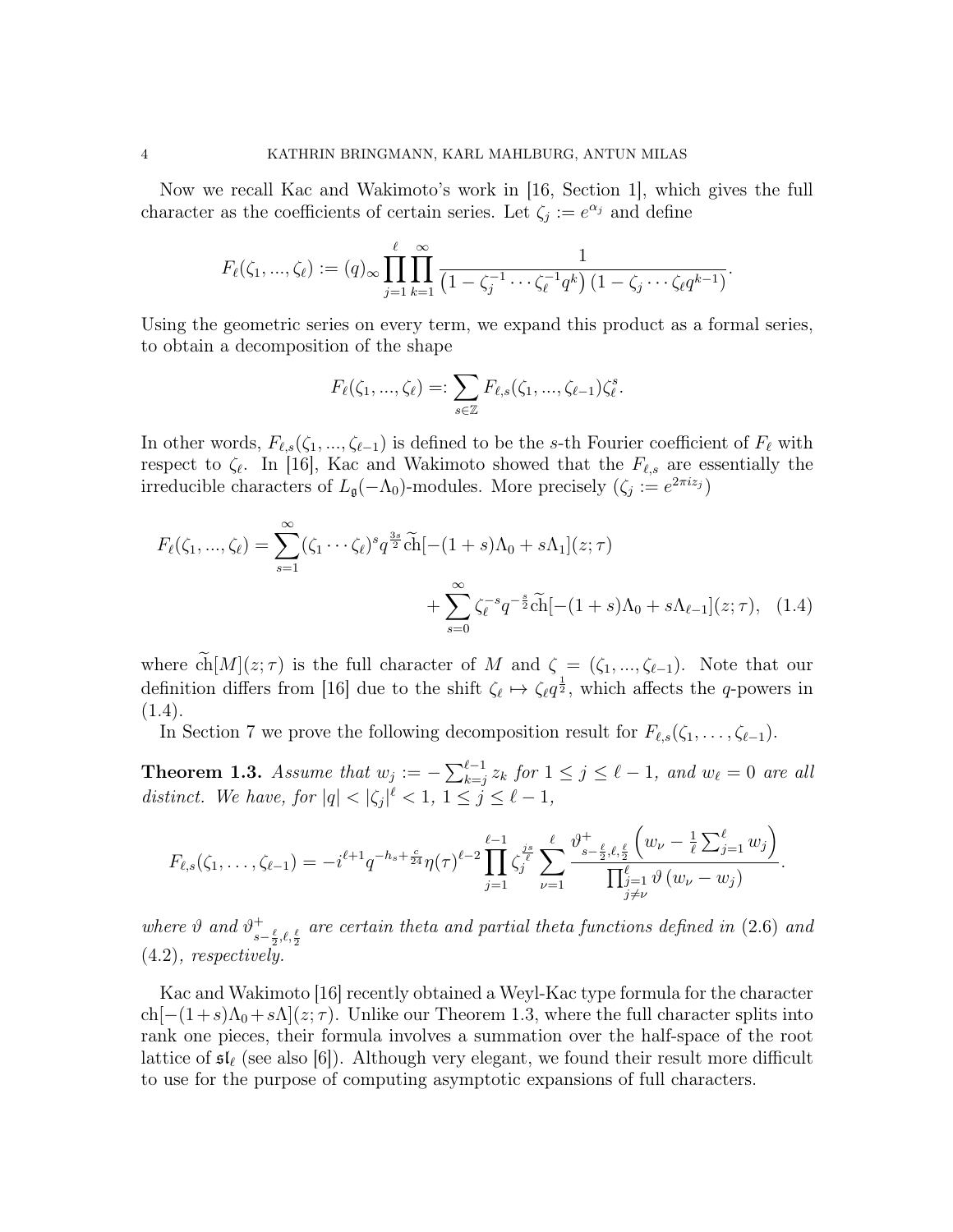Now we recall Kac and Wakimoto's work in [16, Section 1], which gives the full character as the coefficients of certain series. Let $\zeta_j := e^{\alpha_j}$ and define

$$F_\ell(\zeta_1, ..., \zeta_\ell) := (q)_\infty \prod_{j=1}^{\ell} \prod_{k=1}^{\infty} \frac{1}{\left(1 - \zeta_j^{-1} \cdots \zeta_\ell^{-1} q^k\right)\left(1 - \zeta_j \cdots \zeta_\ell q^{k-1}\right)}.$$

Using the geometric series on every term, we expand this product as a formal series, to obtain a decomposition of the shape

$$F_\ell(\zeta_1, ..., \zeta_\ell) =: \sum_{s \in \mathbb{Z}} F_{\ell,s}(\zeta_1, ..., \zeta_{\ell-1}) \zeta_\ell^s.$$

In other words, $F_{\ell,s}(\zeta_1, ..., \zeta_{\ell-1})$ is defined to be the $s$-th Fourier coefficient of $F_\ell$ with respect to $\zeta_\ell$. In [16], Kac and Wakimoto showed that the $F_{\ell,s}$ are essentially the irreducible characters of $L_{\mathfrak{g}}(-\Lambda_0)$-modules. More precisely ($\zeta_j := e^{2\pi i z_j}$)

$$\begin{aligned} F_\ell(\zeta_1, ..., \zeta_\ell) = \sum_{s=1}^{\infty} (\zeta_1 \cdots \zeta_\ell)^s q^{\frac{3s}{2}} \widetilde{\mathrm{ch}}[-(1+s)\Lambda_0 + s\Lambda_1](z;\tau) \\ + \sum_{s=0}^{\infty} \zeta_\ell^{-s} q^{-\frac{s}{2}} \widetilde{\mathrm{ch}}[-(1+s)\Lambda_0 + s\Lambda_{\ell-1}](z;\tau), \quad (1.4) \end{aligned}$$

where $\widetilde{\mathrm{ch}}[M](z;\tau)$ is the full character of $M$ and $\zeta = (\zeta_1, ..., \zeta_{\ell-1})$. Note that our definition differs from [16] due to the shift $\zeta_\ell \mapsto \zeta_\ell q^{\frac{1}{2}}$, which affects the $q$-powers in (1.4).

In Section 7 we prove the following decomposition result for $F_{\ell,s}(\zeta_1, \ldots, \zeta_{\ell-1})$.

**Theorem 1.3.** *Assume that $w_j := -\sum_{k=j}^{\ell-1} z_k$ for $1 \leq j \leq \ell - 1$, and $w_\ell = 0$ are all distinct. We have, for $|q| < |\zeta_j|^\ell < 1$, $1 \leq j \leq \ell - 1$,*

$$F_{\ell,s}(\zeta_1, \ldots, \zeta_{\ell-1}) = -i^{\ell+1} q^{-h_s + \frac{c}{24}} \eta(\tau)^{\ell-2} \prod_{j=1}^{\ell-1} \zeta_j^{\frac{js}{\ell}} \sum_{\nu=1}^{\ell} \frac{\vartheta^+_{s-\frac{\ell}{2},\ell,\frac{\ell}{2}} \left(w_\nu - \frac{1}{\ell}\sum_{j=1}^{\ell} w_j\right)}{\prod_{\substack{j=1 \\ j\neq\nu}}^{\ell} \vartheta\left(w_\nu - w_j\right)}.$$

*where $\vartheta$ and $\vartheta^+_{s-\frac{\ell}{2},\ell,\frac{\ell}{2}}$ are certain theta and partial theta functions defined in* (2.6) *and* (4.2)*, respectively.*

Kac and Wakimoto [16] recently obtained a Weyl-Kac type formula for the character $\mathrm{ch}[-(1+s)\Lambda_0 + s\Lambda](z;\tau)$. Unlike our Theorem 1.3, where the full character splits into rank one pieces, their formula involves a summation over the half-space of the root lattice of $\mathfrak{sl}_\ell$ (see also [6]). Although very elegant, we found their result more difficult to use for the purpose of computing asymptotic expansions of full characters.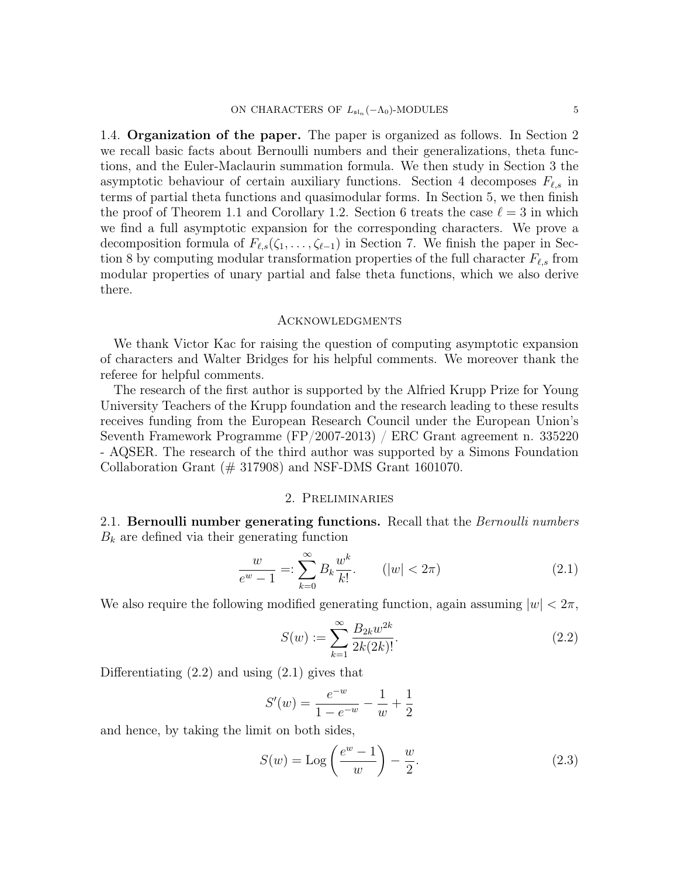**1.4. Organization of the paper.** The paper is organized as follows. In Section 2 we recall basic facts about Bernoulli numbers and their generalizations, theta functions, and the Euler-Maclaurin summation formula. We then study in Section 3 the asymptotic behaviour of certain auxiliary functions. Section 4 decomposes $F_{\ell,s}$ in terms of partial theta functions and quasimodular forms. In Section 5, we then finish the proof of Theorem 1.1 and Corollary 1.2. Section 6 treats the case $\ell = 3$ in which we find a full asymptotic expansion for the corresponding characters. We prove a decomposition formula of $F_{\ell,s}(\zeta_1, \ldots, \zeta_{\ell-1})$ in Section 7. We finish the paper in Section 8 by computing modular transformation properties of the full character $F_{\ell,s}$ from modular properties of unary partial and false theta functions, which we also derive there.

## Acknowledgments

We thank Victor Kac for raising the question of computing asymptotic expansion of characters and Walter Bridges for his helpful comments. We moreover thank the referee for helpful comments.

The research of the first author is supported by the Alfried Krupp Prize for Young University Teachers of the Krupp foundation and the research leading to these results receives funding from the European Research Council under the European Union's Seventh Framework Programme (FP/2007-2013) / ERC Grant agreement n. 335220 - AQSER. The research of the third author was supported by a Simons Foundation Collaboration Grant (# 317908) and NSF-DMS Grant 1601070.

## 2. Preliminaries

**2.1. Bernoulli number generating functions.** Recall that the *Bernoulli numbers* $B_k$ are defined via their generating function

$$\frac{w}{e^w - 1} =: \sum_{k=0}^{\infty} B_k \frac{w^k}{k!}. \qquad (|w| < 2\pi) \tag{2.1}$$

We also require the following modified generating function, again assuming $|w| < 2\pi$,

$$S(w) := \sum_{k=1}^{\infty} \frac{B_{2k} w^{2k}}{2k(2k)!}. \tag{2.2}$$

Differentiating (2.2) and using (2.1) gives that

$$S'(w) = \frac{e^{-w}}{1 - e^{-w}} - \frac{1}{w} + \frac{1}{2}$$

and hence, by taking the limit on both sides,

$$S(w) = \operatorname{Log}\left(\frac{e^w - 1}{w}\right) - \frac{w}{2}. \tag{2.3}$$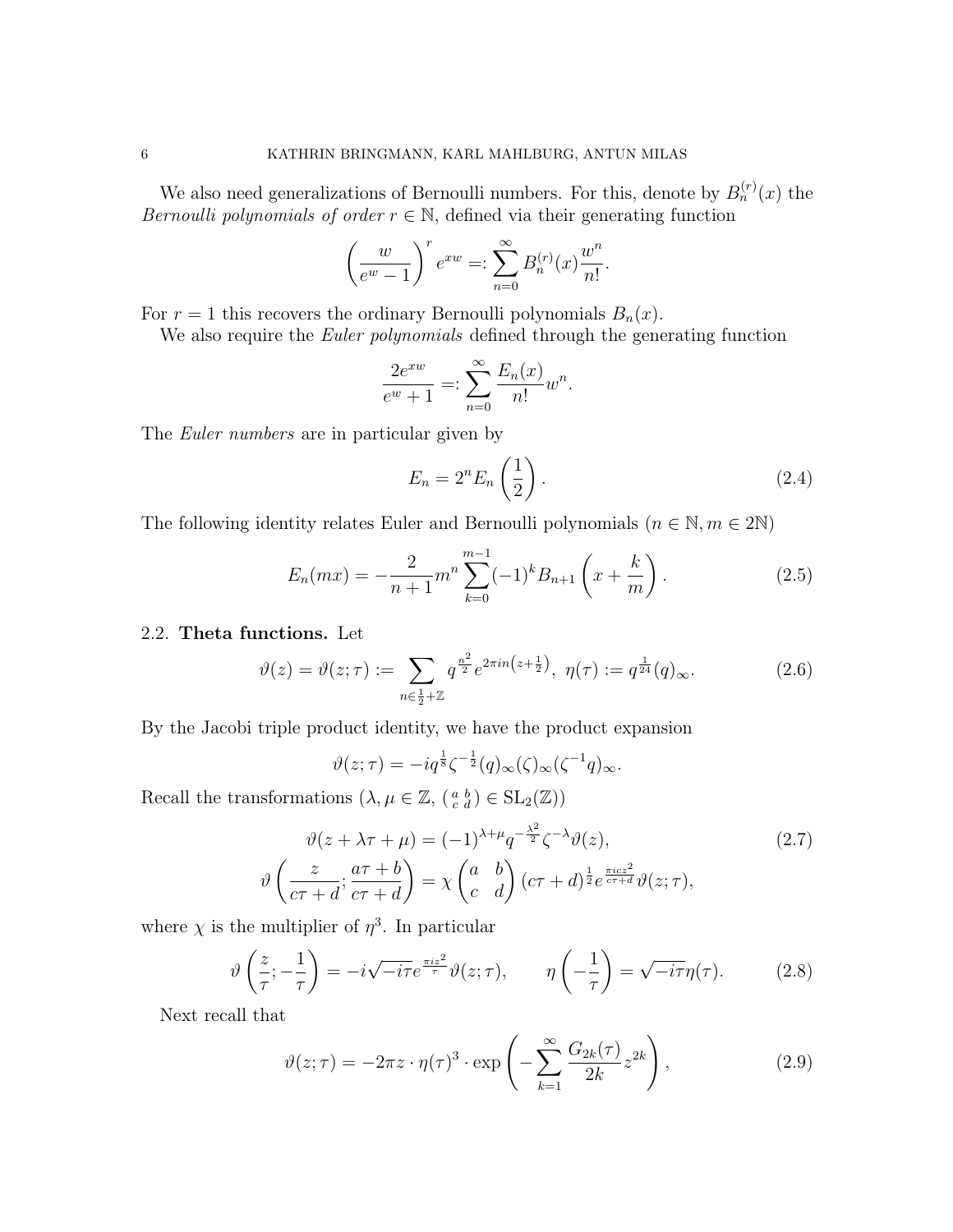We also need generalizations of Bernoulli numbers. For this, denote by $B_n^{(r)}(x)$ the *Bernoulli polynomials of order* $r \in \mathbb{N}$, defined via their generating function

$$\left(\frac{w}{e^w - 1}\right)^r e^{xw} =: \sum_{n=0}^{\infty} B_n^{(r)}(x) \frac{w^n}{n!}.$$

For $r = 1$ this recovers the ordinary Bernoulli polynomials $B_n(x)$.

We also require the *Euler polynomials* defined through the generating function

$$\frac{2e^{xw}}{e^w + 1} =: \sum_{n=0}^{\infty} \frac{E_n(x)}{n!} w^n.$$

The *Euler numbers* are in particular given by

$$E_n = 2^n E_n\left(\frac{1}{2}\right). \tag{2.4}$$

The following identity relates Euler and Bernoulli polynomials ($n \in \mathbb{N}, m \in 2\mathbb{N}$)

$$E_n(mx) = -\frac{2}{n+1} m^n \sum_{k=0}^{m-1} (-1)^k B_{n+1}\left(x + \frac{k}{m}\right). \tag{2.5}$$

## 2.2. Theta functions.

Let

$$\vartheta(z) = \vartheta(z; \tau) := \sum_{n \in \frac{1}{2} + \mathbb{Z}} q^{\frac{n^2}{2}} e^{2\pi i n \left(z + \frac{1}{2}\right)}, \ \eta(\tau) := q^{\frac{1}{24}} (q)_\infty. \tag{2.6}$$

By the Jacobi triple product identity, we have the product expansion

$$\vartheta(z; \tau) = -i q^{\frac{1}{8}} \zeta^{-\frac{1}{2}} (q)_\infty (\zeta)_\infty (\zeta^{-1} q)_\infty.$$

Recall the transformations ($\lambda, \mu \in \mathbb{Z}$, $\left(\begin{smallmatrix} a & b \\ c & d \end{smallmatrix}\right) \in \mathrm{SL}_2(\mathbb{Z})$)

$$\begin{aligned} \vartheta(z + \lambda\tau + \mu) &= (-1)^{\lambda + \mu} q^{-\frac{\lambda^2}{2}} \zeta^{-\lambda} \vartheta(z), \\ \vartheta\left(\frac{z}{c\tau + d}; \frac{a\tau + b}{c\tau + d}\right) &= \chi \begin{pmatrix} a & b \\ c & d \end{pmatrix} (c\tau + d)^{\frac{1}{2}} e^{\frac{\pi i c z^2}{c\tau + d}} \vartheta(z; \tau), \end{aligned} \tag{2.7}$$

where $\chi$ is the multiplier of $\eta^3$. In particular

$$\vartheta\left(\frac{z}{\tau}; -\frac{1}{\tau}\right) = -i\sqrt{-i\tau}\, e^{\frac{\pi i z^2}{\tau}} \vartheta(z; \tau), \qquad \eta\left(-\frac{1}{\tau}\right) = \sqrt{-i\tau}\, \eta(\tau). \tag{2.8}$$

Next recall that

$$\vartheta(z; \tau) = -2\pi z \cdot \eta(\tau)^3 \cdot \exp\left(-\sum_{k=1}^{\infty} \frac{G_{2k}(\tau)}{2k} z^{2k}\right), \tag{2.9}$$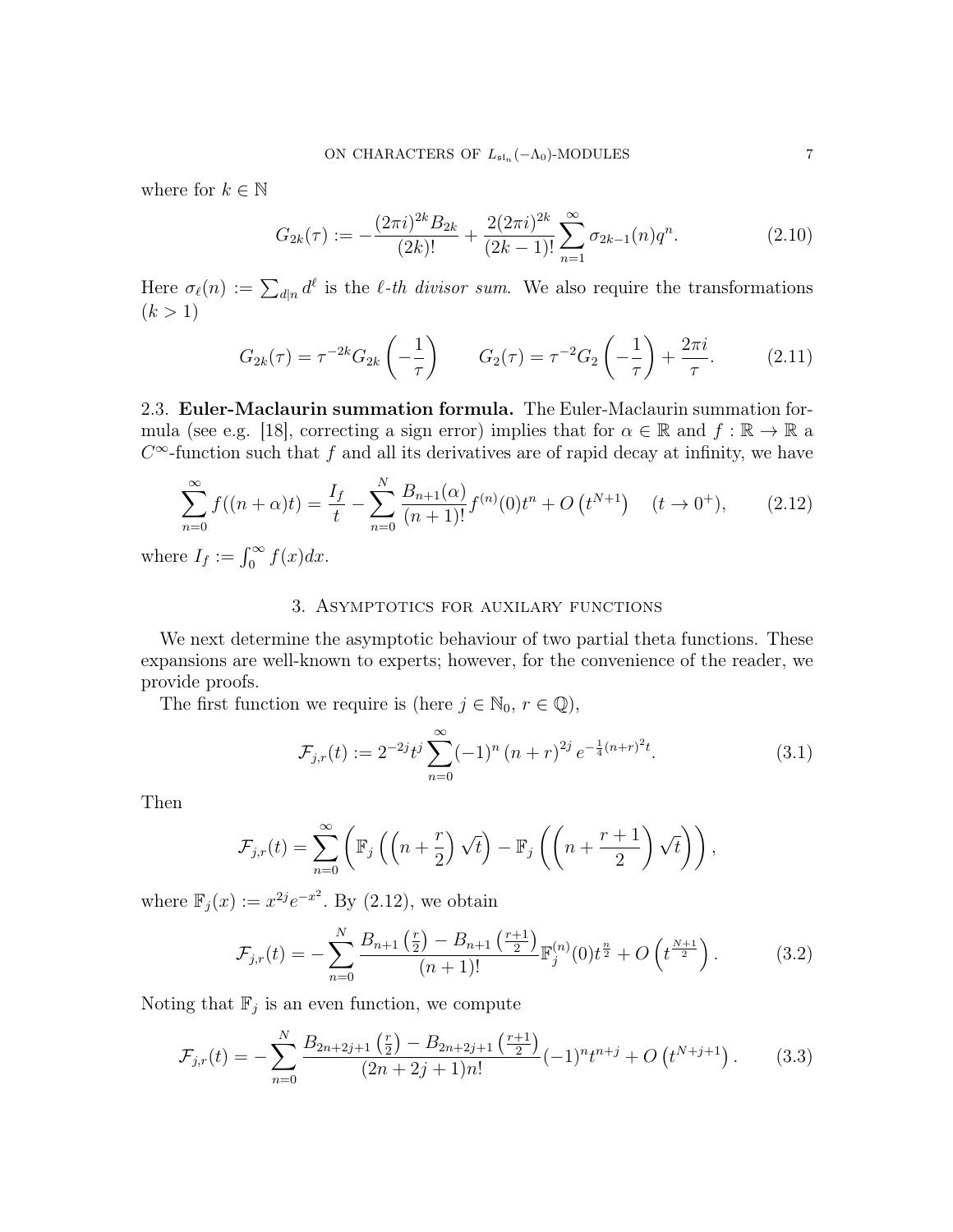where for $k \in \mathbb{N}$

$$G_{2k}(\tau) := -\frac{(2\pi i)^{2k} B_{2k}}{(2k)!} + \frac{2(2\pi i)^{2k}}{(2k-1)!} \sum_{n=1}^{\infty} \sigma_{2k-1}(n) q^n. \tag{2.10}$$

Here $\sigma_\ell(n) := \sum_{d|n} d^\ell$ is the *$\ell$-th divisor sum*. We also require the transformations ($k > 1$)

$$G_{2k}(\tau) = \tau^{-2k} G_{2k}\left(-\frac{1}{\tau}\right) \qquad G_2(\tau) = \tau^{-2} G_2\left(-\frac{1}{\tau}\right) + \frac{2\pi i}{\tau}. \tag{2.11}$$

2.3. **Euler-Maclaurin summation formula.** The Euler-Maclaurin summation formula (see e.g. [18], correcting a sign error) implies that for $\alpha \in \mathbb{R}$ and $f : \mathbb{R} \to \mathbb{R}$ a $C^\infty$-function such that $f$ and all its derivatives are of rapid decay at infinity, we have

$$\sum_{n=0}^{\infty} f((n+\alpha)t) = \frac{I_f}{t} - \sum_{n=0}^{N} \frac{B_{n+1}(\alpha)}{(n+1)!} f^{(n)}(0) t^n + O\left(t^{N+1}\right) \quad (t \to 0^+), \tag{2.12}$$

where $I_f := \int_0^\infty f(x) dx$.

## 3. Asymptotics for auxilary functions

We next determine the asymptotic behaviour of two partial theta functions. These expansions are well-known to experts; however, for the convenience of the reader, we provide proofs.

The first function we require is (here $j \in \mathbb{N}_0$, $r \in \mathbb{Q}$),

$$\mathcal{F}_{j,r}(t) := 2^{-2j} t^j \sum_{n=0}^{\infty} (-1)^n (n+r)^{2j} e^{-\frac{1}{4}(n+r)^2 t}. \tag{3.1}$$

Then

$$\mathcal{F}_{j,r}(t) = \sum_{n=0}^{\infty} \left( \mathbb{F}_j\left(\left(n + \frac{r}{2}\right)\sqrt{t}\right) - \mathbb{F}_j\left(\left(n + \frac{r+1}{2}\right)\sqrt{t}\right)\right),$$

where $\mathbb{F}_j(x) := x^{2j} e^{-x^2}$. By (2.12), we obtain

$$\mathcal{F}_{j,r}(t) = -\sum_{n=0}^{N} \frac{B_{n+1}\left(\frac{r}{2}\right) - B_{n+1}\left(\frac{r+1}{2}\right)}{(n+1)!} \mathbb{F}_j^{(n)}(0) t^{\frac{n}{2}} + O\left(t^{\frac{N+1}{2}}\right). \tag{3.2}$$

Noting that $\mathbb{F}_j$ is an even function, we compute

$$\mathcal{F}_{j,r}(t) = -\sum_{n=0}^{N} \frac{B_{2n+2j+1}\left(\frac{r}{2}\right) - B_{2n+2j+1}\left(\frac{r+1}{2}\right)}{(2n+2j+1)n!} (-1)^n t^{n+j} + O\left(t^{N+j+1}\right). \tag{3.3}$$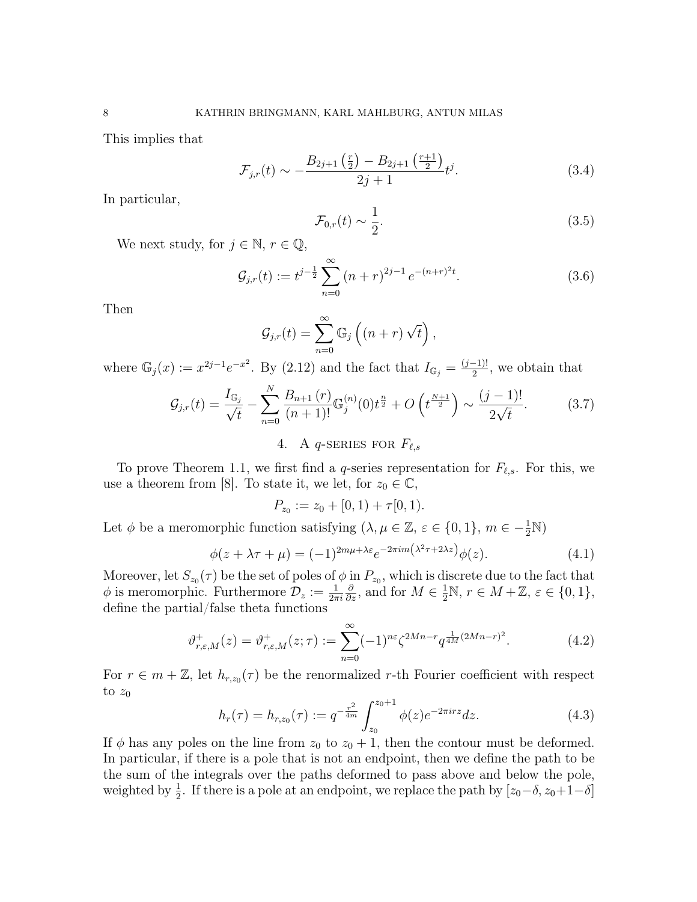This implies that

$$\mathcal{F}_{j,r}(t) \sim -\frac{B_{2j+1}\left(\frac{r}{2}\right) - B_{2j+1}\left(\frac{r+1}{2}\right)}{2j+1} t^j. \tag{3.4}$$

In particular,

$$\mathcal{F}_{0,r}(t) \sim \frac{1}{2}. \tag{3.5}$$

We next study, for $j \in \mathbb{N}$, $r \in \mathbb{Q}$,

$$\mathcal{G}_{j,r}(t) := t^{j-\frac{1}{2}} \sum_{n=0}^{\infty} (n+r)^{2j-1} e^{-(n+r)^2 t}. \tag{3.6}$$

Then

$$\mathcal{G}_{j,r}(t) = \sum_{n=0}^{\infty} \mathbb{G}_j\left((n+r)\sqrt{t}\right),$$

where $\mathbb{G}_j(x) := x^{2j-1} e^{-x^2}$. By (2.12) and the fact that $I_{\mathbb{G}_j} = \frac{(j-1)!}{2}$, we obtain that

$$\mathcal{G}_{j,r}(t) = \frac{I_{\mathbb{G}_j}}{\sqrt{t}} - \sum_{n=0}^{N} \frac{B_{n+1}(r)}{(n+1)!} \mathbb{G}_j^{(n)}(0) t^{\frac{n}{2}} + O\left(t^{\frac{N+1}{2}}\right) \sim \frac{(j-1)!}{2\sqrt{t}}. \tag{3.7}$$

## 4. A $q$-series for $F_{\ell,s}$

To prove Theorem 1.1, we first find a $q$-series representation for $F_{\ell,s}$. For this, we use a theorem from [8]. To state it, we let, for $z_0 \in \mathbb{C}$,

$$P_{z_0} := z_0 + [0,1) + \tau[0,1).$$

Let $\phi$ be a meromorphic function satisfying ($\lambda, \mu \in \mathbb{Z}$, $\varepsilon \in \{0,1\}$, $m \in -\frac{1}{2}\mathbb{N}$)

$$\phi(z + \lambda\tau + \mu) = (-1)^{2m\mu + \lambda\varepsilon} e^{-2\pi i m\left(\lambda^2\tau + 2\lambda z\right)} \phi(z). \tag{4.1}$$

Moreover, let $S_{z_0}(\tau)$ be the set of poles of $\phi$ in $P_{z_0}$, which is discrete due to the fact that $\phi$ is meromorphic. Furthermore $\mathcal{D}_z := \frac{1}{2\pi i}\frac{\partial}{\partial z}$, and for $M \in \frac{1}{2}\mathbb{N}$, $r \in M + \mathbb{Z}$, $\varepsilon \in \{0,1\}$, define the partial/false theta functions

$$\vartheta^+_{r,\varepsilon,M}(z) = \vartheta^+_{r,\varepsilon,M}(z;\tau) := \sum_{n=0}^{\infty} (-1)^{n\varepsilon} \zeta^{2Mn-r} q^{\frac{1}{4M}(2Mn-r)^2}. \tag{4.2}$$

For $r \in m + \mathbb{Z}$, let $h_{r,z_0}(\tau)$ be the renormalized $r$-th Fourier coefficient with respect to $z_0$

$$h_r(\tau) = h_{r,z_0}(\tau) := q^{-\frac{r^2}{4m}} \int_{z_0}^{z_0+1} \phi(z) e^{-2\pi i r z} dz. \tag{4.3}$$

If $\phi$ has any poles on the line from $z_0$ to $z_0+1$, then the contour must be deformed. In particular, if there is a pole that is not an endpoint, then we define the path to be the sum of the integrals over the paths deformed to pass above and below the pole, weighted by $\frac{1}{2}$. If there is a pole at an endpoint, we replace the path by $[z_0-\delta, z_0+1-\delta]$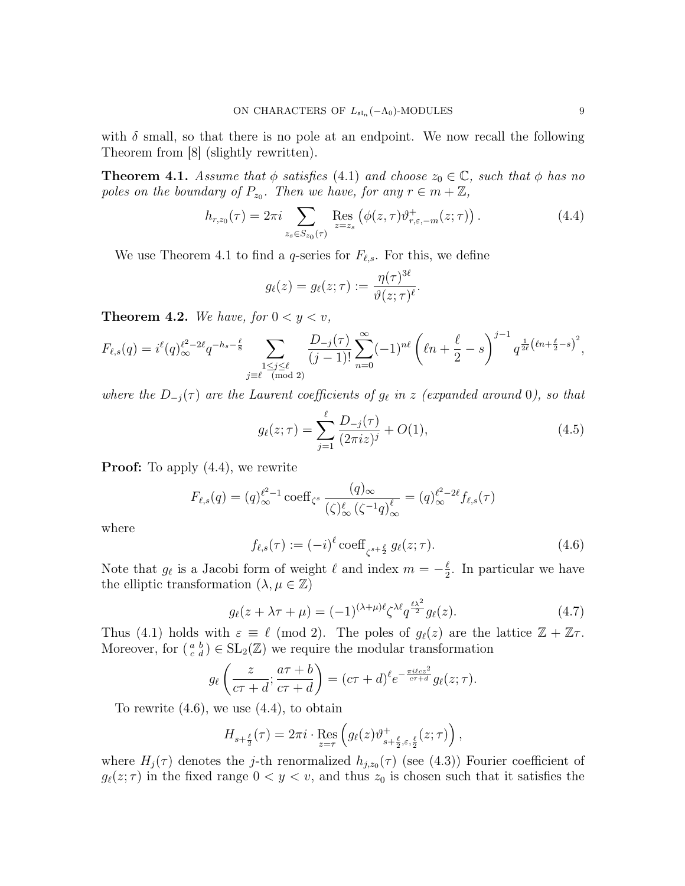with $\delta$ small, so that there is no pole at an endpoint. We now recall the following Theorem from [8] (slightly rewritten).

**Theorem 4.1.** *Assume that $\phi$ satisfies (4.1) and choose $z_0 \in \mathbb{C}$, such that $\phi$ has no poles on the boundary of $P_{z_0}$. Then we have, for any $r \in m + \mathbb{Z}$,*

$$h_{r,z_0}(\tau) = 2\pi i \sum_{z_s \in S_{z_0}(\tau)} \operatorname*{Res}_{z=z_s} \left(\phi(z,\tau)\vartheta^+_{r,\varepsilon,-m}(z;\tau)\right). \tag{4.4}$$

We use Theorem 4.1 to find a $q$-series for $F_{\ell,s}$. For this, we define

$$g_\ell(z) = g_\ell(z;\tau) := \frac{\eta(\tau)^{3\ell}}{\vartheta(z;\tau)^\ell}.$$

**Theorem 4.2.** *We have, for $0 < y < v$,*

$$F_{\ell,s}(q) = i^\ell (q)_\infty^{\ell^2-2\ell} q^{-h_s-\frac{\ell}{8}} \sum_{\substack{1 \le j \le \ell \\ j \equiv \ell \pmod 2}} \frac{D_{-j}(\tau)}{(j-1)!} \sum_{n=0}^\infty (-1)^{n\ell} \left(\ell n + \frac{\ell}{2} - s\right)^{j-1} q^{\frac{1}{2\ell}\left(\ell n + \frac{\ell}{2} - s\right)^2},$$

*where the $D_{-j}(\tau)$ are the Laurent coefficients of $g_\ell$ in $z$ (expanded around $0$), so that*

$$g_\ell(z;\tau) = \sum_{j=1}^\ell \frac{D_{-j}(\tau)}{(2\pi i z)^j} + O(1), \tag{4.5}$$

**Proof:** To apply (4.4), we rewrite

$$F_{\ell,s}(q) = (q)_\infty^{\ell^2-1} \operatorname{coeff}_{\zeta^s} \frac{(q)_\infty}{(\zeta)_\infty^\ell \left(\zeta^{-1}q\right)_\infty^\ell} = (q)_\infty^{\ell^2-2\ell} f_{\ell,s}(\tau)$$

where

$$f_{\ell,s}(\tau) := (-i)^\ell \operatorname{coeff}_{\zeta^{s+\frac{\ell}{2}}} g_\ell(z;\tau). \tag{4.6}$$

Note that $g_\ell$ is a Jacobi form of weight $\ell$ and index $m = -\frac{\ell}{2}$. In particular we have the elliptic transformation ($\lambda, \mu \in \mathbb{Z}$)

$$g_\ell(z + \lambda\tau + \mu) = (-1)^{(\lambda+\mu)\ell} \zeta^{\lambda\ell} q^{\frac{\ell\lambda^2}{2}} g_\ell(z). \tag{4.7}$$

Thus (4.1) holds with $\varepsilon \equiv \ell \pmod 2$. The poles of $g_\ell(z)$ are the lattice $\mathbb{Z} + \mathbb{Z}\tau$. Moreover, for $\left(\begin{smallmatrix} a & b \\ c & d \end{smallmatrix}\right) \in \mathrm{SL}_2(\mathbb{Z})$ we require the modular transformation

$$g_\ell\left(\frac{z}{c\tau+d}; \frac{a\tau+b}{c\tau+d}\right) = (c\tau+d)^\ell e^{-\frac{\pi i \ell c z^2}{c\tau+d}} g_\ell(z;\tau).$$

To rewrite (4.6), we use (4.4), to obtain

$$H_{s+\frac{\ell}{2}}(\tau) = 2\pi i \cdot \operatorname*{Res}_{z=\tau}\left(g_\ell(z)\vartheta^+_{s+\frac{\ell}{2},\varepsilon,\frac{\ell}{2}}(z;\tau)\right),$$

where $H_j(\tau)$ denotes the $j$-th renormalized $h_{j,z_0}(\tau)$ (see (4.3)) Fourier coefficient of $g_\ell(z;\tau)$ in the fixed range $0 < y < v$, and thus $z_0$ is chosen such that it satisfies the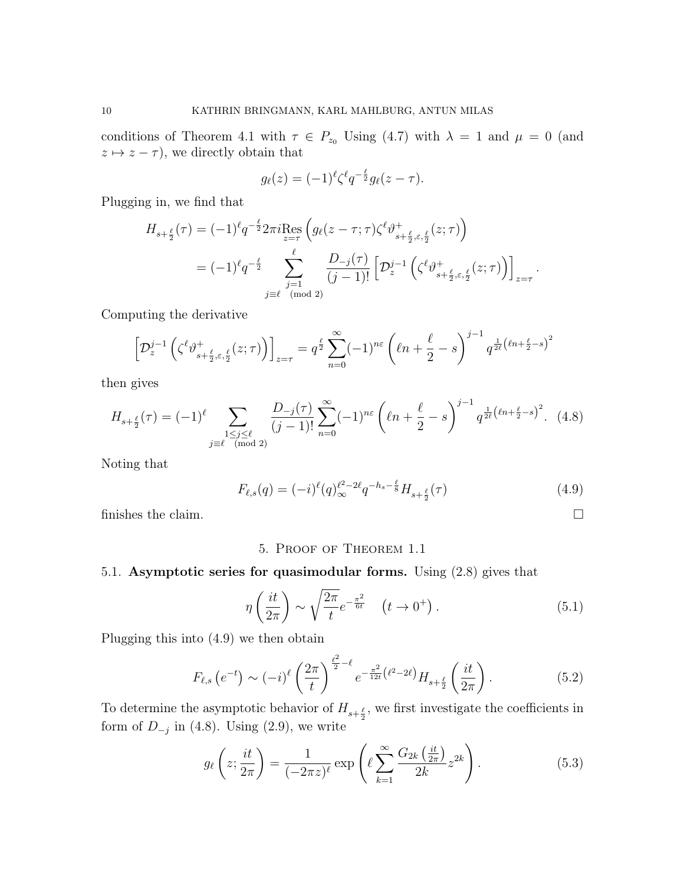conditions of Theorem 4.1 with $\tau \in P_{z_0}$ Using (4.7) with $\lambda = 1$ and $\mu = 0$ (and $z \mapsto z - \tau$), we directly obtain that

$$g_\ell(z) = (-1)^\ell \zeta^\ell q^{-\frac{\ell}{2}} g_\ell(z-\tau).$$

Plugging in, we find that

$$\begin{aligned}
H_{s+\frac{\ell}{2}}(\tau) &= (-1)^\ell q^{-\frac{\ell}{2}} 2\pi i \operatorname*{Res}_{z=\tau} \left( g_\ell(z-\tau;\tau) \zeta^\ell \vartheta^+_{s+\frac{\ell}{2},\varepsilon,\frac{\ell}{2}}(z;\tau) \right) \\
&= (-1)^\ell q^{-\frac{\ell}{2}} \sum_{\substack{j=1 \\ j\equiv \ell \pmod 2}}^{\ell} \frac{D_{-j}(\tau)}{(j-1)!} \left[ \mathcal{D}_z^{j-1} \left( \zeta^\ell \vartheta^+_{s+\frac{\ell}{2},\varepsilon,\frac{\ell}{2}}(z;\tau) \right) \right]_{z=\tau}.
\end{aligned}$$

Computing the derivative

$$\left[ \mathcal{D}_z^{j-1} \left( \zeta^\ell \vartheta^+_{s+\frac{\ell}{2},\varepsilon,\frac{\ell}{2}}(z;\tau) \right) \right]_{z=\tau} = q^{\frac{\ell}{2}} \sum_{n=0}^{\infty} (-1)^{n\varepsilon} \left( \ell n + \frac{\ell}{2} - s \right)^{j-1} q^{\frac{1}{2\ell}\left(\ell n + \frac{\ell}{2} - s\right)^2}$$

then gives

$$H_{s+\frac{\ell}{2}}(\tau) = (-1)^\ell \sum_{\substack{1\le j\le \ell \\ j\equiv \ell \pmod 2}} \frac{D_{-j}(\tau)}{(j-1)!} \sum_{n=0}^{\infty} (-1)^{n\varepsilon} \left( \ell n + \frac{\ell}{2} - s \right)^{j-1} q^{\frac{1}{2\ell}\left(\ell n + \frac{\ell}{2} - s\right)^2}. \quad (4.8)$$

Noting that

$$F_{\ell,s}(q) = (-i)^\ell (q)_\infty^{\ell^2-2\ell} q^{-h_s - \frac{\ell}{8}} H_{s+\frac{\ell}{2}}(\tau) \quad (4.9)$$

finishes the claim. $\square$

## 5. Proof of Theorem 1.1

**5.1. Asymptotic series for quasimodular forms.** Using (2.8) gives that

$$\eta\left(\frac{it}{2\pi}\right) \sim \sqrt{\frac{2\pi}{t}} e^{-\frac{\pi^2}{6t}} \quad \left(t \to 0^+\right). \quad (5.1)$$

Plugging this into (4.9) we then obtain

$$F_{\ell,s}\left(e^{-t}\right) \sim (-i)^\ell \left(\frac{2\pi}{t}\right)^{\frac{\ell^2}{2}-\ell} e^{-\frac{\pi^2}{12t}\left(\ell^2-2\ell\right)} H_{s+\frac{\ell}{2}}\left(\frac{it}{2\pi}\right). \quad (5.2)$$

To determine the asymptotic behavior of $H_{s+\frac{\ell}{2}}$, we first investigate the coefficients in form of $D_{-j}$ in (4.8). Using (2.9), we write

$$g_\ell\left(z;\frac{it}{2\pi}\right) = \frac{1}{(-2\pi z)^\ell} \exp\left( \ell \sum_{k=1}^{\infty} \frac{G_{2k}\left(\frac{it}{2\pi}\right)}{2k} z^{2k} \right). \quad (5.3)$$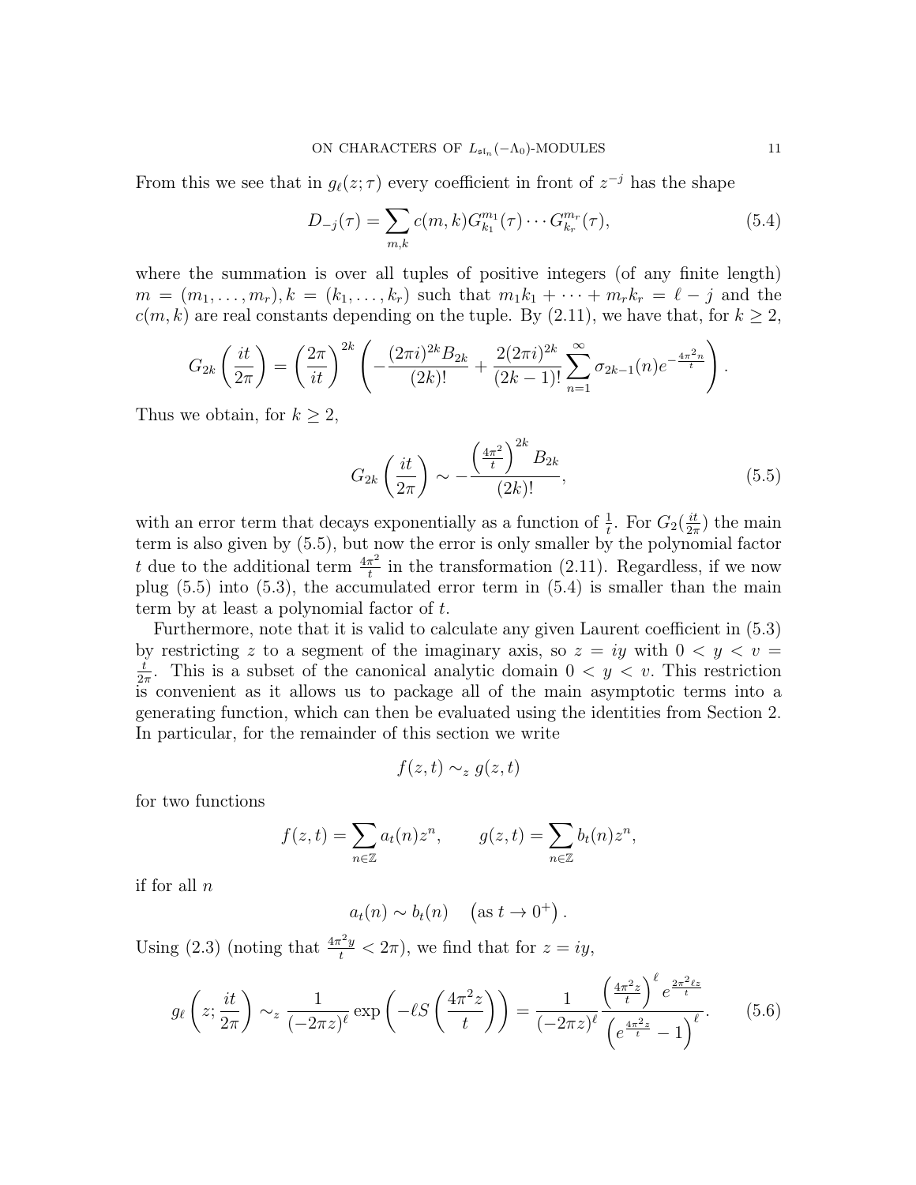From this we see that in $g_\ell(z;\tau)$ every coefficient in front of $z^{-j}$ has the shape

$$D_{-j}(\tau) = \sum_{m,k} c(m,k) G_{k_1}^{m_1}(\tau) \cdots G_{k_r}^{m_r}(\tau), \tag{5.4}$$

where the summation is over all tuples of positive integers (of any finite length) $m = (m_1, \ldots, m_r), k = (k_1, \ldots, k_r)$ such that $m_1 k_1 + \cdots + m_r k_r = \ell - j$ and the $c(m,k)$ are real constants depending on the tuple. By (2.11), we have that, for $k \geq 2$,

$$G_{2k}\left(\frac{it}{2\pi}\right) = \left(\frac{2\pi}{it}\right)^{2k} \left( -\frac{(2\pi i)^{2k} B_{2k}}{(2k)!} + \frac{2(2\pi i)^{2k}}{(2k-1)!} \sum_{n=1}^{\infty} \sigma_{2k-1}(n) e^{-\frac{4\pi^2 n}{t}} \right).$$

Thus we obtain, for $k \geq 2$,

$$G_{2k}\left(\frac{it}{2\pi}\right) \sim -\frac{\left(\frac{4\pi^2}{t}\right)^{2k} B_{2k}}{(2k)!}, \tag{5.5}$$

with an error term that decays exponentially as a function of $\frac{1}{t}$. For $G_2(\frac{it}{2\pi})$ the main term is also given by (5.5), but now the error is only smaller by the polynomial factor $t$ due to the additional term $\frac{4\pi^2}{t}$ in the transformation (2.11). Regardless, if we now plug (5.5) into (5.3), the accumulated error term in (5.4) is smaller than the main term by at least a polynomial factor of $t$.

Furthermore, note that it is valid to calculate any given Laurent coefficient in (5.3) by restricting $z$ to a segment of the imaginary axis, so $z = iy$ with $0 < y < v = \frac{t}{2\pi}$. This is a subset of the canonical analytic domain $0 < y < v$. This restriction is convenient as it allows us to package all of the main asymptotic terms into a generating function, which can then be evaluated using the identities from Section 2. In particular, for the remainder of this section we write

$$f(z,t) \sim_z g(z,t)$$

for two functions

$$f(z,t) = \sum_{n \in \mathbb{Z}} a_t(n) z^n, \qquad g(z,t) = \sum_{n \in \mathbb{Z}} b_t(n) z^n,$$

if for all $n$

$$a_t(n) \sim b_t(n) \quad \left(\text{as } t \to 0^+\right).$$

Using (2.3) (noting that $\frac{4\pi^2 y}{t} < 2\pi$), we find that for $z = iy$,

$$g_\ell\left(z; \frac{it}{2\pi}\right) \sim_z \frac{1}{(-2\pi z)^\ell} \exp\left(-\ell S\left(\frac{4\pi^2 z}{t}\right)\right) = \frac{1}{(-2\pi z)^\ell} \frac{\left(\frac{4\pi^2 z}{t}\right)^\ell e^{\frac{2\pi^2 \ell z}{t}}}{\left(e^{\frac{4\pi^2 z}{t}} - 1\right)^\ell}. \tag{5.6}$$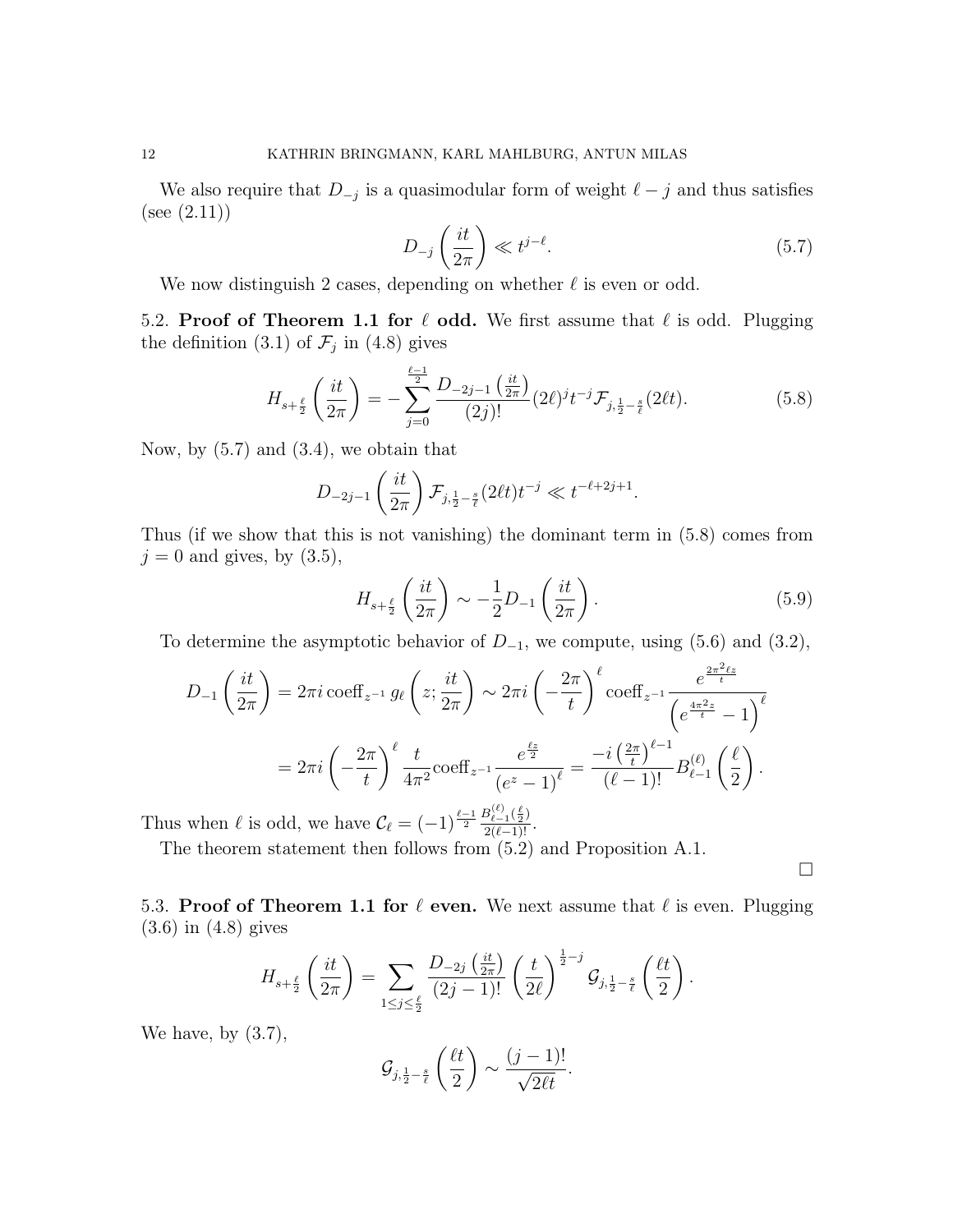We also require that $D_{-j}$ is a quasimodular form of weight $\ell - j$ and thus satisfies (see (2.11))

$$D_{-j}\left(\frac{it}{2\pi}\right) \ll t^{j-\ell}. \tag{5.7}$$

We now distinguish 2 cases, depending on whether $\ell$ is even or odd.

**5.2. Proof of Theorem 1.1 for $\ell$ odd.** We first assume that $\ell$ is odd. Plugging the definition (3.1) of $\mathcal{F}_j$ in (4.8) gives

$$H_{s+\frac{\ell}{2}}\left(\frac{it}{2\pi}\right) = -\sum_{j=0}^{\frac{\ell-1}{2}} \frac{D_{-2j-1}\left(\frac{it}{2\pi}\right)}{(2j)!}(2\ell)^j t^{-j}\mathcal{F}_{j,\frac{1}{2}-\frac{s}{\ell}}(2\ell t). \tag{5.8}$$

Now, by (5.7) and (3.4), we obtain that

$$D_{-2j-1}\left(\frac{it}{2\pi}\right)\mathcal{F}_{j,\frac{1}{2}-\frac{s}{\ell}}(2\ell t)t^{-j} \ll t^{-\ell+2j+1}.$$

Thus (if we show that this is not vanishing) the dominant term in (5.8) comes from $j=0$ and gives, by (3.5),

$$H_{s+\frac{\ell}{2}}\left(\frac{it}{2\pi}\right) \sim -\frac{1}{2}D_{-1}\left(\frac{it}{2\pi}\right). \tag{5.9}$$

To determine the asymptotic behavior of $D_{-1}$, we compute, using (5.6) and (3.2),

$$\begin{aligned}
D_{-1}\left(\frac{it}{2\pi}\right) &= 2\pi i \operatorname{coeff}_{z^{-1}} g_\ell\left(z;\frac{it}{2\pi}\right) \sim 2\pi i\left(-\frac{2\pi}{t}\right)^{\ell} \operatorname{coeff}_{z^{-1}} \frac{e^{\frac{2\pi^2 \ell z}{t}}}{\left(e^{\frac{4\pi^2 z}{t}}-1\right)^{\ell}} \\
&= 2\pi i\left(-\frac{2\pi}{t}\right)^{\ell}\frac{t}{4\pi^2}\operatorname{coeff}_{z^{-1}}\frac{e^{\frac{\ell z}{2}}}{\left(e^z-1\right)^{\ell}} = \frac{-i\left(\frac{2\pi}{t}\right)^{\ell-1}}{(\ell-1)!}B_{\ell-1}^{(\ell)}\left(\frac{\ell}{2}\right).
\end{aligned}$$

Thus when $\ell$ is odd, we have $\mathcal{C}_\ell = (-1)^{\frac{\ell-1}{2}}\frac{B_{\ell-1}^{(\ell)}\left(\frac{\ell}{2}\right)}{2(\ell-1)!}$.

The theorem statement then follows from (5.2) and Proposition A.1.

□

**5.3. Proof of Theorem 1.1 for $\ell$ even.** We next assume that $\ell$ is even. Plugging (3.6) in (4.8) gives

$$H_{s+\frac{\ell}{2}}\left(\frac{it}{2\pi}\right) = \sum_{1\le j\le \frac{\ell}{2}} \frac{D_{-2j}\left(\frac{it}{2\pi}\right)}{(2j-1)!}\left(\frac{t}{2\ell}\right)^{\frac{1}{2}-j}\mathcal{G}_{j,\frac{1}{2}-\frac{s}{\ell}}\left(\frac{\ell t}{2}\right).$$

We have, by (3.7),

$$\mathcal{G}_{j,\frac{1}{2}-\frac{s}{\ell}}\left(\frac{\ell t}{2}\right) \sim \frac{(j-1)!}{\sqrt{2\ell t}}.$$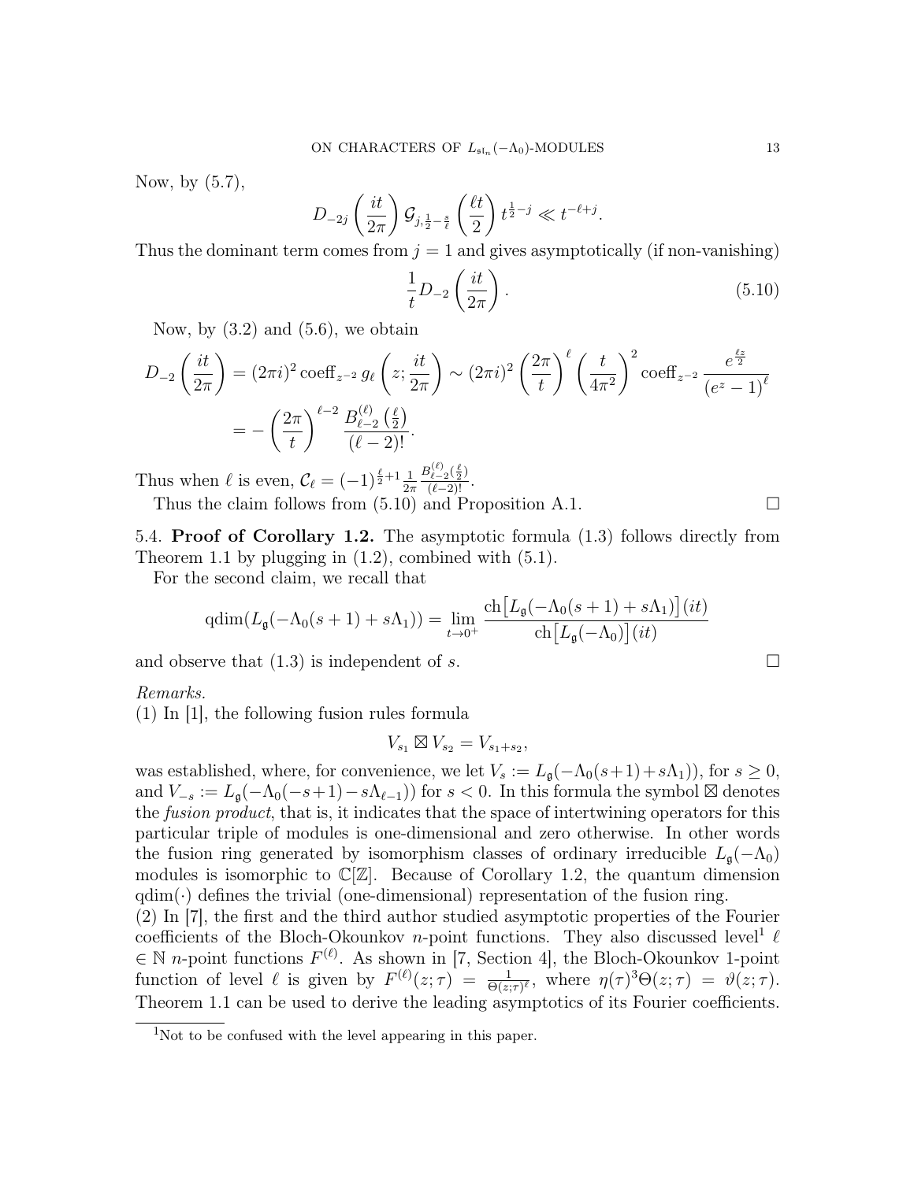Now, by (5.7),

$$D_{-2j}\left(\frac{it}{2\pi}\right)\mathcal{G}_{j,\frac{1}{2}-\frac{s}{\ell}}\left(\frac{\ell t}{2}\right)t^{\frac{1}{2}-j} \ll t^{-\ell+j}.$$

Thus the dominant term comes from $j=1$ and gives asymptotically (if non-vanishing)

$$\frac{1}{t}D_{-2}\left(\frac{it}{2\pi}\right). \tag{5.10}$$

Now, by (3.2) and (5.6), we obtain

$$\begin{aligned}
D_{-2}\left(\frac{it}{2\pi}\right) &= (2\pi i)^2 \operatorname{coeff}_{z^{-2}} g_\ell\left(z;\frac{it}{2\pi}\right) \sim (2\pi i)^2\left(\frac{2\pi}{t}\right)^\ell \left(\frac{t}{4\pi^2}\right)^2 \operatorname{coeff}_{z^{-2}} \frac{e^{\frac{\ell z}{2}}}{\left(e^z-1\right)^\ell}\\
&= -\left(\frac{2\pi}{t}\right)^{\ell-2}\frac{B_{\ell-2}^{(\ell)}\left(\frac{\ell}{2}\right)}{(\ell-2)!}.
\end{aligned}$$

Thus when $\ell$ is even, $\mathcal{C}_\ell = (-1)^{\frac{\ell}{2}+1}\frac{1}{2\pi}\frac{B_{\ell-2}^{(\ell)}\left(\frac{\ell}{2}\right)}{(\ell-2)!}$.

Thus the claim follows from (5.10) and Proposition A.1. $\square$

## 5.4. **Proof of Corollary 1.2.**

The asymptotic formula (1.3) follows directly from Theorem 1.1 by plugging in (1.2), combined with (5.1).

For the second claim, we recall that

$$\operatorname{qdim}(L_{\mathfrak{g}}(-\Lambda_0(s+1)+s\Lambda_1)) = \lim_{t\to 0^+}\frac{\operatorname{ch}\left[L_{\mathfrak{g}}(-\Lambda_0(s+1)+s\Lambda_1)\right](it)}{\operatorname{ch}\left[L_{\mathfrak{g}}(-\Lambda_0)\right](it)}$$

and observe that (1.3) is independent of $s$. $\square$

*Remarks.*

(1) In [1], the following fusion rules formula

$$V_{s_1}\boxtimes V_{s_2} = V_{s_1+s_2},$$

was established, where, for convenience, we let $V_s := L_{\mathfrak{g}}(-\Lambda_0(s+1)+s\Lambda_1))$, for $s\geq 0$, and $V_{-s} := L_{\mathfrak{g}}(-\Lambda_0(-s+1)-s\Lambda_{\ell-1}))$ for $s<0$. In this formula the symbol $\boxtimes$ denotes the *fusion product*, that is, it indicates that the space of intertwining operators for this particular triple of modules is one-dimensional and zero otherwise. In other words the fusion ring generated by isomorphism classes of ordinary irreducible $L_{\mathfrak{g}}(-\Lambda_0)$ modules is isomorphic to $\mathbb{C}[\mathbb{Z}]$. Because of Corollary 1.2, the quantum dimension $\operatorname{qdim}(\cdot)$ defines the trivial (one-dimensional) representation of the fusion ring.

(2) In [7], the first and the third author studied asymptotic properties of the Fourier coefficients of the Bloch-Okounkov $n$-point functions. They also discussed level[1] $\ell \in \mathbb{N}$ $n$-point functions $F^{(\ell)}$. As shown in [7, Section 4], the Bloch-Okounkov 1-point function of level $\ell$ is given by $F^{(\ell)}(z;\tau) = \frac{1}{\Theta(z;\tau)^\ell}$, where $\eta(\tau)^3\Theta(z;\tau) = \vartheta(z;\tau)$. Theorem 1.1 can be used to derive the leading asymptotics of its Fourier coefficients.

---

[1] Not to be confused with the level appearing in this paper.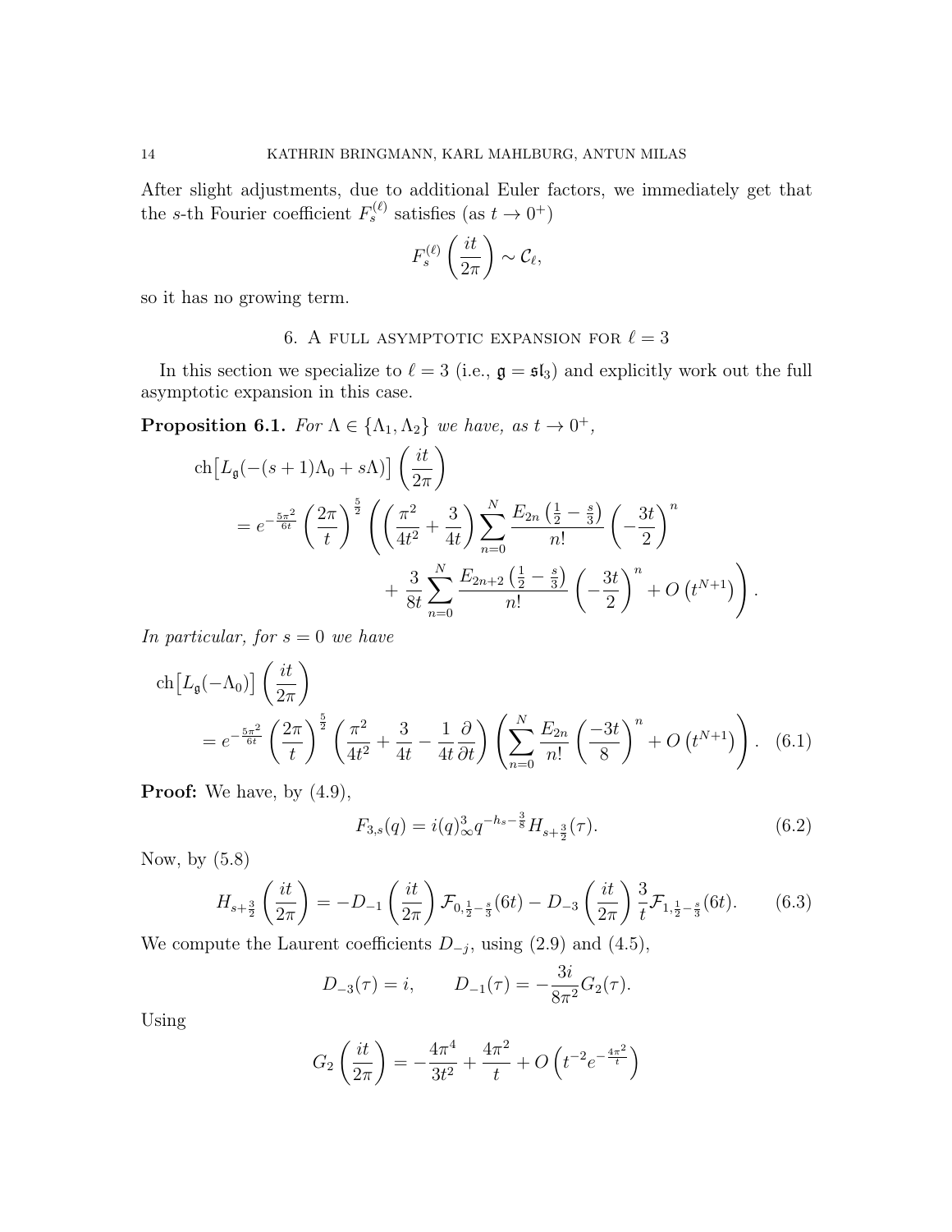After slight adjustments, due to additional Euler factors, we immediately get that the $s$-th Fourier coefficient $F_s^{(\ell)}$ satisfies (as $t \to 0^+$)

$$F_s^{(\ell)}\left(\frac{it}{2\pi}\right) \sim \mathcal{C}_\ell,$$

so it has no growing term.

## 6. A full asymptotic expansion for $\ell = 3$

In this section we specialize to $\ell = 3$ (i.e., $\mathfrak{g} = \mathfrak{sl}_3$) and explicitly work out the full asymptotic expansion in this case.

**Proposition 6.1.** *For $\Lambda \in \{\Lambda_1, \Lambda_2\}$ we have, as $t \to 0^+$,*

$$\begin{aligned}
&\mathrm{ch}\big[L_{\mathfrak{g}}(-(s+1)\Lambda_0 + s\Lambda)\big]\left(\frac{it}{2\pi}\right) \\
&\quad = e^{-\frac{5\pi^2}{6t}}\left(\frac{2\pi}{t}\right)^{\frac{5}{2}}\left(\left(\frac{\pi^2}{4t^2}+\frac{3}{4t}\right)\sum_{n=0}^{N}\frac{E_{2n}\left(\frac{1}{2}-\frac{s}{3}\right)}{n!}\left(-\frac{3t}{2}\right)^n \right.\\
&\qquad\qquad \left. + \frac{3}{8t}\sum_{n=0}^{N}\frac{E_{2n+2}\left(\frac{1}{2}-\frac{s}{3}\right)}{n!}\left(-\frac{3t}{2}\right)^n + O\left(t^{N+1}\right)\right).
\end{aligned}$$

*In particular, for $s = 0$ we have*

$$\begin{aligned}
&\mathrm{ch}\big[L_{\mathfrak{g}}(-\Lambda_0)\big]\left(\frac{it}{2\pi}\right) \\
&\quad = e^{-\frac{5\pi^2}{6t}}\left(\frac{2\pi}{t}\right)^{\frac{5}{2}}\left(\frac{\pi^2}{4t^2}+\frac{3}{4t}-\frac{1}{4t}\frac{\partial}{\partial t}\right)\left(\sum_{n=0}^{N}\frac{E_{2n}}{n!}\left(\frac{-3t}{8}\right)^n + O\left(t^{N+1}\right)\right). \quad (6.1)
\end{aligned}$$

**Proof:** We have, by (4.9),

$$F_{3,s}(q) = i(q)_\infty^3 q^{-h_s - \frac{3}{8}} H_{s+\frac{3}{2}}(\tau). \qquad (6.2)$$

Now, by (5.8)

$$H_{s+\frac{3}{2}}\left(\frac{it}{2\pi}\right) = -D_{-1}\left(\frac{it}{2\pi}\right)\mathcal{F}_{0,\frac{1}{2}-\frac{s}{3}}(6t) - D_{-3}\left(\frac{it}{2\pi}\right)\frac{3}{t}\mathcal{F}_{1,\frac{1}{2}-\frac{s}{3}}(6t). \qquad (6.3)$$

We compute the Laurent coefficients $D_{-j}$, using (2.9) and (4.5),

$$D_{-3}(\tau) = i, \qquad D_{-1}(\tau) = -\frac{3i}{8\pi^2}G_2(\tau).$$

Using

$$G_2\left(\frac{it}{2\pi}\right) = -\frac{4\pi^4}{3t^2} + \frac{4\pi^2}{t} + O\left(t^{-2}e^{-\frac{4\pi^2}{t}}\right)$$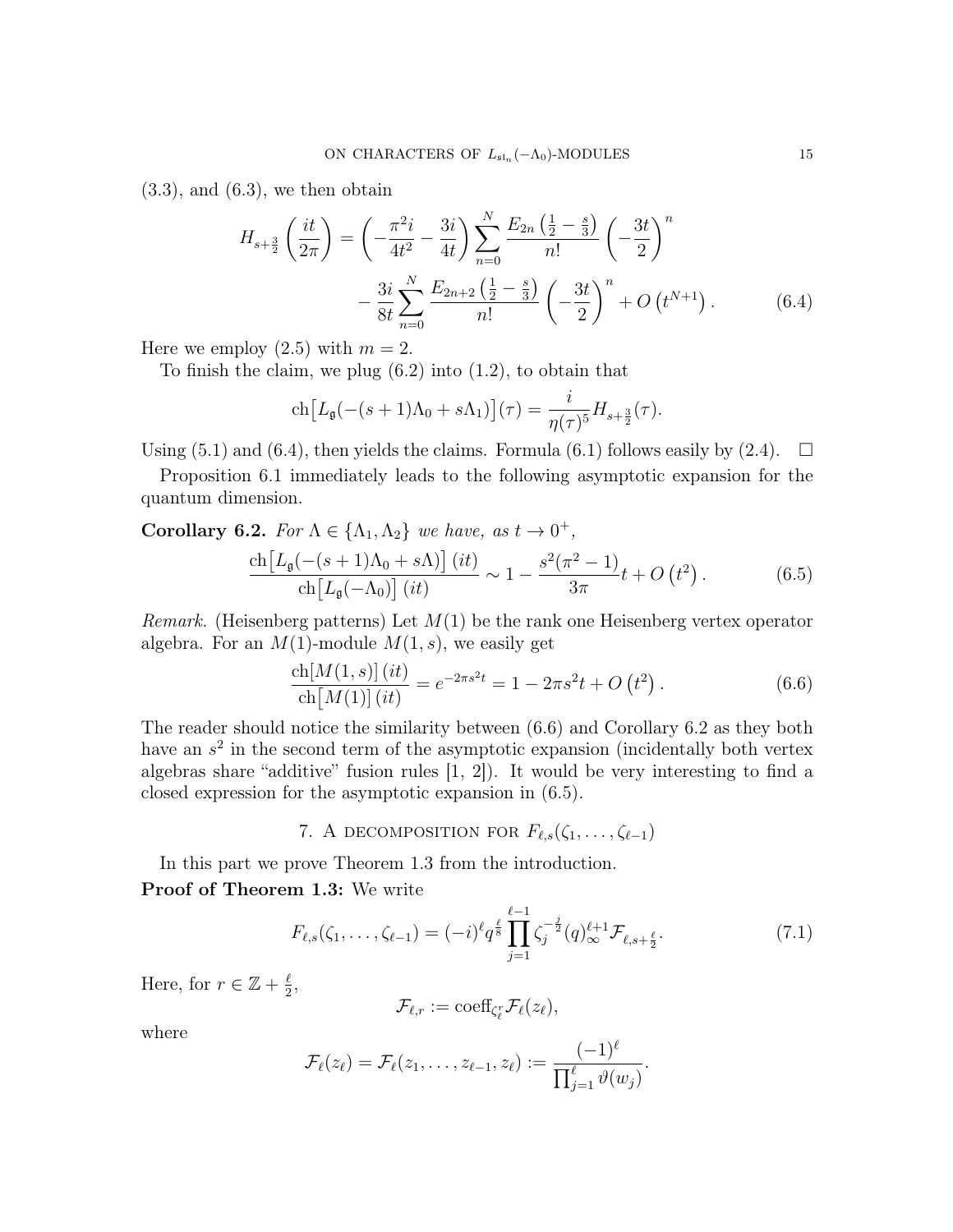(3.3), and (6.3), we then obtain

$$H_{s+\frac{3}{2}}\left(\frac{it}{2\pi}\right) = \left(-\frac{\pi^2 i}{4t^2} - \frac{3i}{4t}\right) \sum_{n=0}^{N} \frac{E_{2n}\left(\frac{1}{2}-\frac{s}{3}\right)}{n!}\left(-\frac{3t}{2}\right)^n - \frac{3i}{8t}\sum_{n=0}^{N} \frac{E_{2n+2}\left(\frac{1}{2}-\frac{s}{3}\right)}{n!}\left(-\frac{3t}{2}\right)^n + O\left(t^{N+1}\right). \tag{6.4}$$

Here we employ (2.5) with $m = 2$.

To finish the claim, we plug (6.2) into (1.2), to obtain that

$$\mathrm{ch}\big[L_{\mathfrak{g}}(-(s+1)\Lambda_0 + s\Lambda_1)\big](\tau) = \frac{i}{\eta(\tau)^5} H_{s+\frac{3}{2}}(\tau).$$

Using (5.1) and (6.4), then yields the claims. Formula (6.1) follows easily by (2.4). $\square$

Proposition 6.1 immediately leads to the following asymptotic expansion for the quantum dimension.

**Corollary 6.2.** *For $\Lambda \in \{\Lambda_1, \Lambda_2\}$ we have, as $t \to 0^+$,*

$$\frac{\mathrm{ch}\big[L_{\mathfrak{g}}(-(s+1)\Lambda_0 + s\Lambda)\big](it)}{\mathrm{ch}\big[L_{\mathfrak{g}}(-\Lambda_0)\big](it)} \sim 1 - \frac{s^2(\pi^2-1)}{3\pi}t + O\left(t^2\right). \tag{6.5}$$

*Remark.* (Heisenberg patterns) Let $M(1)$ be the rank one Heisenberg vertex operator algebra. For an $M(1)$-module $M(1,s)$, we easily get

$$\frac{\mathrm{ch}[M(1,s)]\,(it)}{\mathrm{ch}\big[M(1)\big]\,(it)} = e^{-2\pi s^2 t} = 1 - 2\pi s^2 t + O\left(t^2\right). \tag{6.6}$$

The reader should notice the similarity between (6.6) and Corollary 6.2 as they both have an $s^2$ in the second term of the asymptotic expansion (incidentally both vertex algebras share "additive" fusion rules [1, 2]). It would be very interesting to find a closed expression for the asymptotic expansion in (6.5).

## 7. A decomposition for $F_{\ell,s}(\zeta_1,\ldots,\zeta_{\ell-1})$

In this part we prove Theorem 1.3 from the introduction.

**Proof of Theorem 1.3:** We write

$$F_{\ell,s}(\zeta_1,\ldots,\zeta_{\ell-1}) = (-i)^\ell q^{\frac{\ell}{8}} \prod_{j=1}^{\ell-1} \zeta_j^{-\frac{j}{2}} (q)_\infty^{\ell+1} \mathcal{F}_{\ell,s+\frac{\ell}{2}}. \tag{7.1}$$

Here, for $r \in \mathbb{Z} + \frac{\ell}{2}$,

$$\mathcal{F}_{\ell,r} := \mathrm{coeff}_{\zeta_\ell^r} \mathcal{F}_\ell(z_\ell),$$

where

$$\mathcal{F}_\ell(z_\ell) = \mathcal{F}_\ell(z_1,\ldots,z_{\ell-1},z_\ell) := \frac{(-1)^\ell}{\prod_{j=1}^{\ell}\vartheta(w_j)}.$$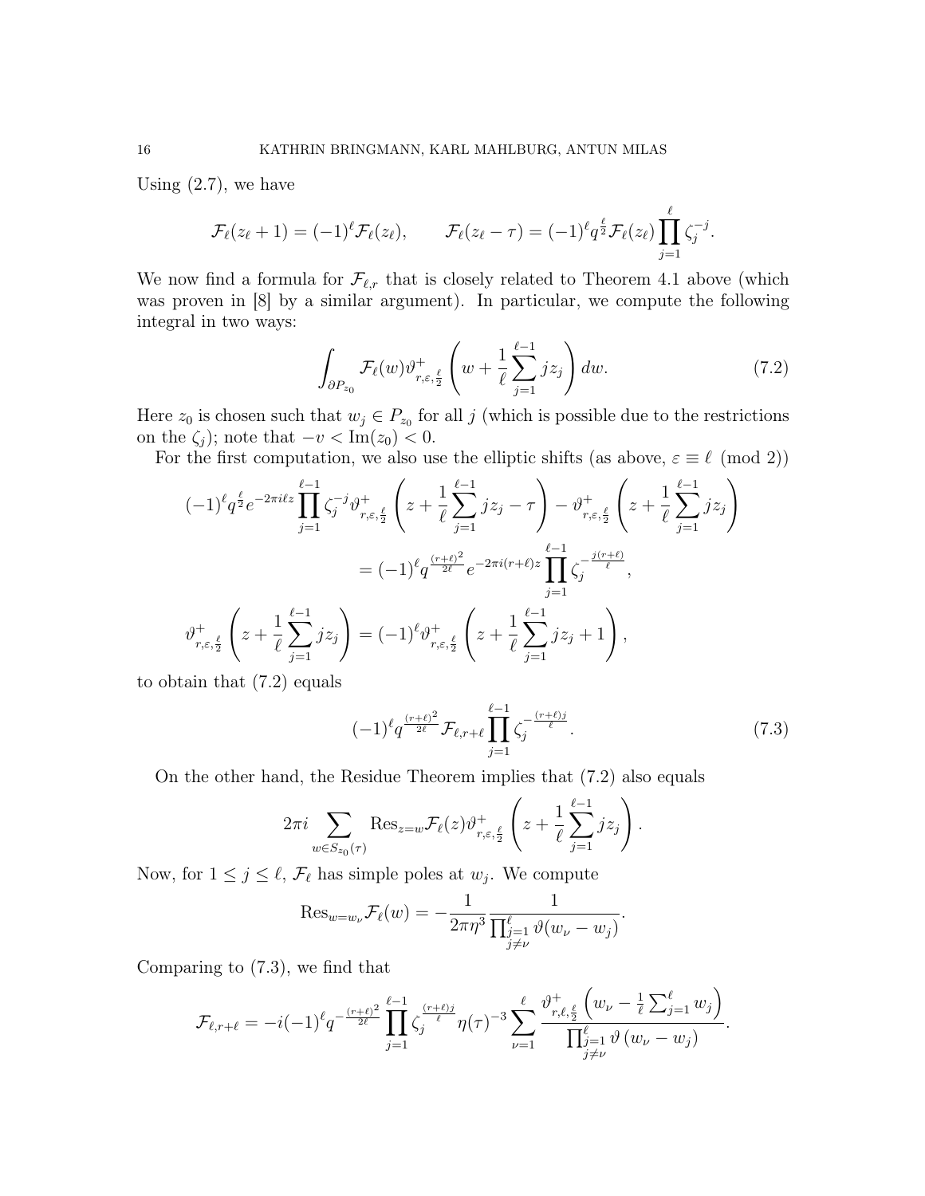Using (2.7), we have

$$\mathcal{F}_\ell(z_\ell+1) = (-1)^\ell \mathcal{F}_\ell(z_\ell), \qquad \mathcal{F}_\ell(z_\ell - \tau) = (-1)^\ell q^{\frac{\ell}{2}} \mathcal{F}_\ell(z_\ell) \prod_{j=1}^{\ell} \zeta_j^{-j}.$$

We now find a formula for $\mathcal{F}_{\ell,r}$ that is closely related to Theorem 4.1 above (which was proven in [8] by a similar argument). In particular, we compute the following integral in two ways:

$$\int_{\partial P_{z_0}} \mathcal{F}_\ell(w) \vartheta^+_{r,\varepsilon,\frac{\ell}{2}}\left(w + \frac{1}{\ell}\sum_{j=1}^{\ell-1} jz_j\right) dw. \tag{7.2}$$

Here $z_0$ is chosen such that $w_j \in P_{z_0}$ for all $j$ (which is possible due to the restrictions on the $\zeta_j$); note that $-v < \mathrm{Im}(z_0) < 0$.

For the first computation, we also use the elliptic shifts (as above, $\varepsilon \equiv \ell \pmod 2$)

$$(-1)^\ell q^{\frac{\ell}{2}} e^{-2\pi i \ell z} \prod_{j=1}^{\ell-1} \zeta_j^{-j} \vartheta^+_{r,\varepsilon,\frac{\ell}{2}}\left(z + \frac{1}{\ell}\sum_{j=1}^{\ell-1} jz_j - \tau\right) - \vartheta^+_{r,\varepsilon,\frac{\ell}{2}}\left(z + \frac{1}{\ell}\sum_{j=1}^{\ell-1} jz_j\right)$$
$$= (-1)^\ell q^{\frac{(r+\ell)^2}{2\ell}} e^{-2\pi i (r+\ell) z} \prod_{j=1}^{\ell-1} \zeta_j^{-\frac{j(r+\ell)}{\ell}},$$

$$\vartheta^+_{r,\varepsilon,\frac{\ell}{2}}\left(z + \frac{1}{\ell}\sum_{j=1}^{\ell-1} jz_j\right) = (-1)^\ell \vartheta^+_{r,\varepsilon,\frac{\ell}{2}}\left(z + \frac{1}{\ell}\sum_{j=1}^{\ell-1} jz_j + 1\right),$$

to obtain that (7.2) equals

$$(-1)^\ell q^{\frac{(r+\ell)^2}{2\ell}} \mathcal{F}_{\ell,r+\ell} \prod_{j=1}^{\ell-1} \zeta_j^{-\frac{(r+\ell)j}{\ell}}. \tag{7.3}$$

On the other hand, the Residue Theorem implies that (7.2) also equals

$$2\pi i \sum_{w \in S_{z_0}(\tau)} \mathrm{Res}_{z=w} \mathcal{F}_\ell(z) \vartheta^+_{r,\varepsilon,\frac{\ell}{2}}\left(z + \frac{1}{\ell}\sum_{j=1}^{\ell-1} jz_j\right).$$

Now, for $1 \leq j \leq \ell$, $\mathcal{F}_\ell$ has simple poles at $w_j$. We compute

$$\mathrm{Res}_{w=w_\nu} \mathcal{F}_\ell(w) = -\frac{1}{2\pi \eta^3} \frac{1}{\prod_{\substack{j=1 \\ j\neq \nu}}^{\ell} \vartheta(w_\nu - w_j)}.$$

Comparing to (7.3), we find that

$$\mathcal{F}_{\ell,r+\ell} = -i(-1)^\ell q^{-\frac{(r+\ell)^2}{2\ell}} \prod_{j=1}^{\ell-1} \zeta_j^{\frac{(r+\ell)j}{\ell}} \eta(\tau)^{-3} \sum_{\nu=1}^{\ell} \frac{\vartheta^+_{r,\ell,\frac{\ell}{2}}\left(w_\nu - \frac{1}{\ell}\sum_{j=1}^{\ell} w_j\right)}{\prod_{\substack{j=1 \\ j\neq \nu}}^{\ell} \vartheta(w_\nu - w_j)}.$$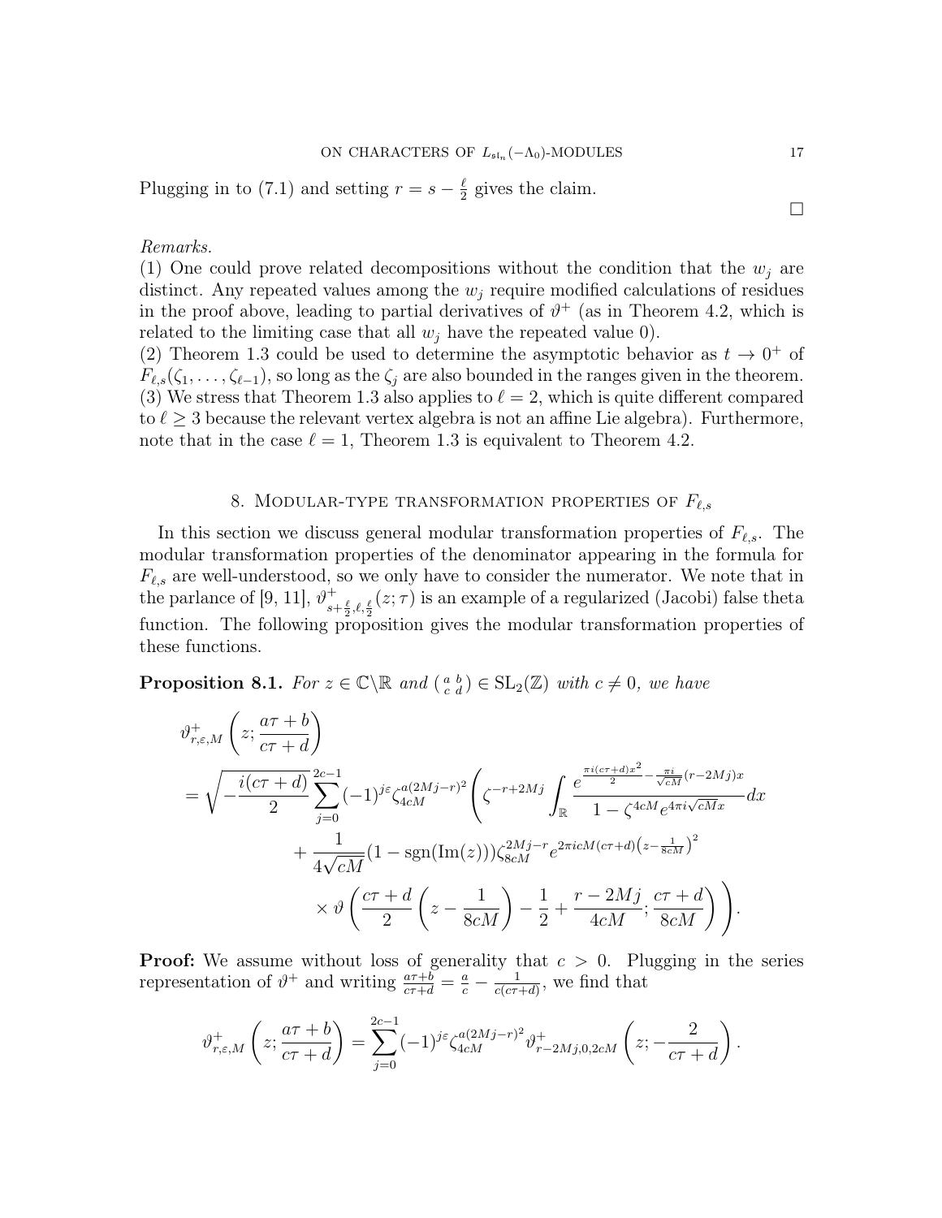Plugging in to (7.1) and setting $r = s - \frac{\ell}{2}$ gives the claim.

$\square$

*Remarks.*

(1) One could prove related decompositions without the condition that the $w_j$ are distinct. Any repeated values among the $w_j$ require modified calculations of residues in the proof above, leading to partial derivatives of $\vartheta^+$ (as in Theorem 4.2, which is related to the limiting case that all $w_j$ have the repeated value 0).

(2) Theorem 1.3 could be used to determine the asymptotic behavior as $t \to 0^+$ of $F_{\ell,s}(\zeta_1, \ldots, \zeta_{\ell-1})$, so long as the $\zeta_j$ are also bounded in the ranges given in the theorem.

(3) We stress that Theorem 1.3 also applies to $\ell = 2$, which is quite different compared to $\ell \geq 3$ because the relevant vertex algebra is not an affine Lie algebra). Furthermore, note that in the case $\ell = 1$, Theorem 1.3 is equivalent to Theorem 4.2.

## 8. Modular-type transformation properties of $F_{\ell,s}$

In this section we discuss general modular transformation properties of $F_{\ell,s}$. The modular transformation properties of the denominator appearing in the formula for $F_{\ell,s}$ are well-understood, so we only have to consider the numerator. We note that in the parlance of [9, 11], $\vartheta^+_{s+\frac{\ell}{2},\ell,\frac{\ell}{2}}(z;\tau)$ is an example of a regularized (Jacobi) false theta function. The following proposition gives the modular transformation properties of these functions.

**Proposition 8.1.** *For $z \in \mathbb{C}\backslash\mathbb{R}$ and $\left(\begin{smallmatrix} a & b \\ c & d \end{smallmatrix}\right) \in \mathrm{SL}_2(\mathbb{Z})$ with $c \neq 0$, we have*

$$\vartheta^+_{r,\varepsilon,M}\left(z; \frac{a\tau+b}{c\tau+d}\right)$$
$$= \sqrt{-\frac{i(c\tau+d)}{2}} \sum_{j=0}^{2c-1} (-1)^{j\varepsilon} \zeta_{4cM}^{a(2Mj-r)^2} \left( \zeta^{-r+2Mj} \int_{\mathbb{R}} \frac{e^{\frac{\pi i(c\tau+d)x^2}{2} - \frac{\pi i}{\sqrt{cM}}(r-2Mj)x}}{1 - \zeta^{4cM} e^{4\pi i\sqrt{cM}x}} dx \right.$$
$$+ \frac{1}{4\sqrt{cM}} (1 - \mathrm{sgn}(\mathrm{Im}(z))) \zeta_{8cM}^{2Mj-r} e^{2\pi icM(c\tau+d)\left(z - \frac{1}{8cM}\right)^2}$$
$$\left. \times\, \vartheta\left( \frac{c\tau+d}{2}\left(z - \frac{1}{8cM}\right) - \frac{1}{2} + \frac{r-2Mj}{4cM}; \frac{c\tau+d}{8cM} \right) \right).$$

**Proof:** We assume without loss of generality that $c > 0$. Plugging in the series representation of $\vartheta^+$ and writing $\frac{a\tau+b}{c\tau+d} = \frac{a}{c} - \frac{1}{c(c\tau+d)}$, we find that

$$\vartheta^+_{r,\varepsilon,M}\left(z; \frac{a\tau+b}{c\tau+d}\right) = \sum_{j=0}^{2c-1} (-1)^{j\varepsilon} \zeta_{4cM}^{a(2Mj-r)^2} \vartheta^+_{r-2Mj,0,2cM}\left(z; -\frac{2}{c\tau+d}\right).$$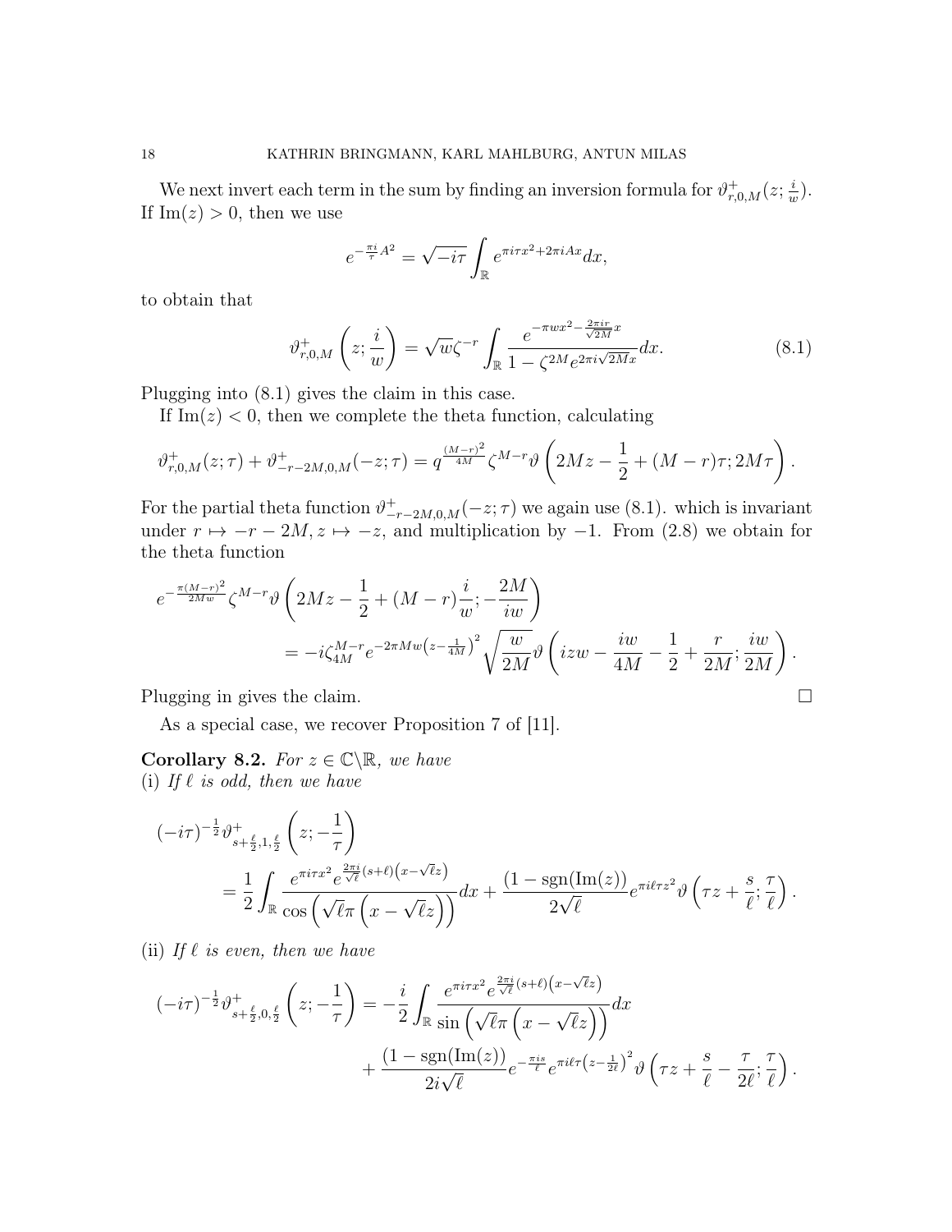We next invert each term in the sum by finding an inversion formula for $\vartheta^+_{r,0,M}(z;\frac{i}{w})$. If $\mathrm{Im}(z)>0$, then we use

$$e^{-\frac{\pi i}{\tau}A^2}=\sqrt{-i\tau}\int_{\mathbb{R}}e^{\pi i\tau x^2+2\pi iAx}dx,$$

to obtain that

$$\vartheta^+_{r,0,M}\left(z;\frac{i}{w}\right)=\sqrt{w}\zeta^{-r}\int_{\mathbb{R}}\frac{e^{-\pi wx^2-\frac{2\pi ir}{\sqrt{2M}}x}}{1-\zeta^{2M}e^{2\pi i\sqrt{2M}x}}dx. \tag{8.1}$$

Plugging into (8.1) gives the claim in this case.

If $\mathrm{Im}(z)<0$, then we complete the theta function, calculating

$$\vartheta^+_{r,0,M}(z;\tau)+\vartheta^+_{-r-2M,0,M}(-z;\tau)=q^{\frac{(M-r)^2}{4M}}\zeta^{M-r}\vartheta\left(2Mz-\frac{1}{2}+(M-r)\tau;2M\tau\right).$$

For the partial theta function $\vartheta^+_{-r-2M,0,M}(-z;\tau)$ we again use (8.1). which is invariant under $r\mapsto -r-2M$, $z\mapsto -z$, and multiplication by $-1$. From (2.8) we obtain for the theta function

$$\begin{aligned}
e^{-\frac{\pi(M-r)^2}{2Mw}}\zeta^{M-r}\vartheta\left(2Mz-\frac{1}{2}+(M-r)\frac{i}{w};-\frac{2M}{iw}\right)&\\
=-i\zeta_{4M}^{M-r}e^{-2\pi Mw\left(z-\frac{1}{4M}\right)^2}\sqrt{\frac{w}{2M}}\vartheta\left(izw-\frac{iw}{4M}-\frac{1}{2}+\frac{r}{2M};\frac{iw}{2M}\right)&.
\end{aligned}$$

Plugging in gives the claim. $\square$

As a special case, we recover Proposition 7 of [11].

**Corollary 8.2.** *For $z\in\mathbb{C}\backslash\mathbb{R}$, we have*
(i) *If $\ell$ is odd, then we have*

$$\begin{aligned}
(-i\tau)^{-\frac{1}{2}}\vartheta^+_{s+\frac{\ell}{2},1,\frac{\ell}{2}}\left(z;-\frac{1}{\tau}\right)&\\
=\frac{1}{2}\int_{\mathbb{R}}\frac{e^{\pi i\tau x^2}e^{\frac{2\pi i}{\sqrt{\ell}}(s+\ell)\left(x-\sqrt{\ell}z\right)}}{\cos\left(\sqrt{\ell}\pi\left(x-\sqrt{\ell}z\right)\right)}dx&+\frac{(1-\mathrm{sgn}(\mathrm{Im}(z)))}{2\sqrt{\ell}}e^{\pi i\ell\tau z^2}\vartheta\left(\tau z+\frac{s}{\ell};\frac{\tau}{\ell}\right).
\end{aligned}$$

(ii) *If $\ell$ is even, then we have*

$$\begin{aligned}
(-i\tau)^{-\frac{1}{2}}\vartheta^+_{s+\frac{\ell}{2},0,\frac{\ell}{2}}\left(z;-\frac{1}{\tau}\right)=-\frac{i}{2}\int_{\mathbb{R}}\frac{e^{\pi i\tau x^2}e^{\frac{2\pi i}{\sqrt{\ell}}(s+\ell)\left(x-\sqrt{\ell}z\right)}}{\sin\left(\sqrt{\ell}\pi\left(x-\sqrt{\ell}z\right)\right)}dx&\\
+\frac{(1-\mathrm{sgn}(\mathrm{Im}(z)))}{2i\sqrt{\ell}}e^{-\frac{\pi is}{\ell}}e^{\pi i\ell\tau\left(z-\frac{1}{2\ell}\right)^2}\vartheta\left(\tau z+\frac{s}{\ell}-\frac{\tau}{2\ell};\frac{\tau}{\ell}\right)&.
\end{aligned}$$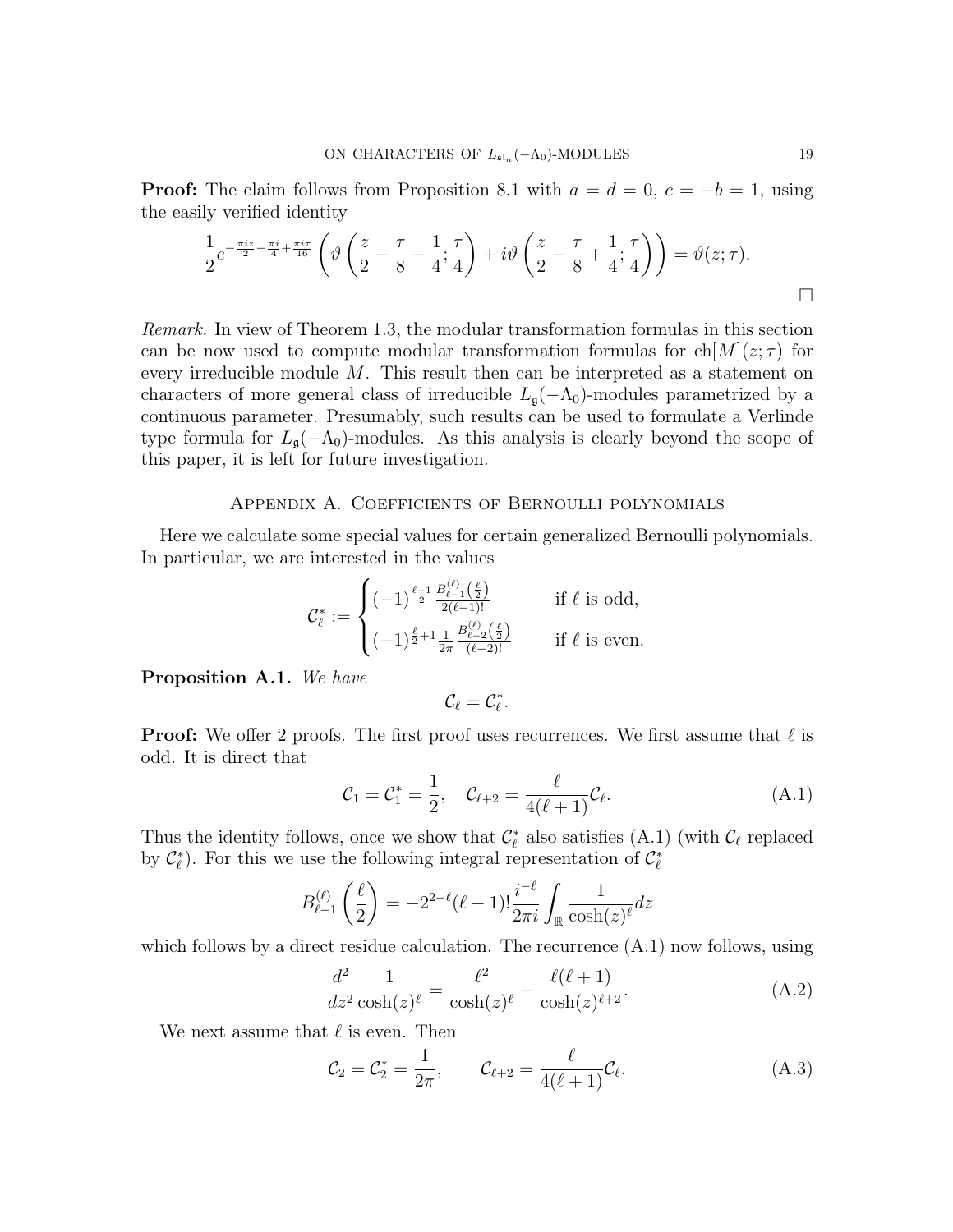**Proof:** The claim follows from Proposition 8.1 with $a = d = 0$, $c = -b = 1$, using the easily verified identity

$$\frac{1}{2}e^{-\frac{\pi i z}{2}-\frac{\pi i}{4}+\frac{\pi i \tau}{16}}\left(\vartheta\left(\frac{z}{2}-\frac{\tau}{8}-\frac{1}{4};\frac{\tau}{4}\right)+i\vartheta\left(\frac{z}{2}-\frac{\tau}{8}+\frac{1}{4};\frac{\tau}{4}\right)\right)=\vartheta(z;\tau).$$

$\square$

*Remark.* In view of Theorem 1.3, the modular transformation formulas in this section can be now used to compute modular transformation formulas for $\mathrm{ch}[M](z;\tau)$ for every irreducible module $M$. This result then can be interpreted as a statement on characters of more general class of irreducible $L_{\mathfrak{g}}(-\Lambda_0)$-modules parametrized by a continuous parameter. Presumably, such results can be used to formulate a Verlinde type formula for $L_{\mathfrak{g}}(-\Lambda_0)$-modules. As this analysis is clearly beyond the scope of this paper, it is left for future investigation.

## Appendix A. Coefficients of Bernoulli polynomials

Here we calculate some special values for certain generalized Bernoulli polynomials. In particular, we are interested in the values

$$\mathcal{C}_\ell^* := \begin{cases} (-1)^{\frac{\ell-1}{2}}\frac{B_{\ell-1}^{(\ell)}\left(\frac{\ell}{2}\right)}{2(\ell-1)!} & \text{if } \ell \text{ is odd,}\\ (-1)^{\frac{\ell}{2}+1}\frac{1}{2\pi}\frac{B_{\ell-2}^{(\ell)}\left(\frac{\ell}{2}\right)}{(\ell-2)!} & \text{if } \ell \text{ is even.}\end{cases}$$

**Proposition A.1.** *We have*

$$\mathcal{C}_\ell = \mathcal{C}_\ell^*.$$

**Proof:** We offer 2 proofs. The first proof uses recurrences. We first assume that $\ell$ is odd. It is direct that

$$\mathcal{C}_1 = \mathcal{C}_1^* = \frac{1}{2}, \quad \mathcal{C}_{\ell+2} = \frac{\ell}{4(\ell+1)}\mathcal{C}_\ell. \tag{A.1}$$

Thus the identity follows, once we show that $\mathcal{C}_\ell^*$ also satisfies (A.1) (with $\mathcal{C}_\ell$ replaced by $\mathcal{C}_\ell^*$). For this we use the following integral representation of $\mathcal{C}_\ell^*$

$$B_{\ell-1}^{(\ell)}\left(\frac{\ell}{2}\right) = -2^{2-\ell}(\ell-1)!\frac{i^{-\ell}}{2\pi i}\int_{\mathbb{R}}\frac{1}{\cosh(z)^\ell}dz$$

which follows by a direct residue calculation. The recurrence (A.1) now follows, using

$$\frac{d^2}{dz^2}\frac{1}{\cosh(z)^\ell} = \frac{\ell^2}{\cosh(z)^\ell} - \frac{\ell(\ell+1)}{\cosh(z)^{\ell+2}}. \tag{A.2}$$

We next assume that $\ell$ is even. Then

$$\mathcal{C}_2 = \mathcal{C}_2^* = \frac{1}{2\pi}, \qquad \mathcal{C}_{\ell+2} = \frac{\ell}{4(\ell+1)}\mathcal{C}_\ell. \tag{A.3}$$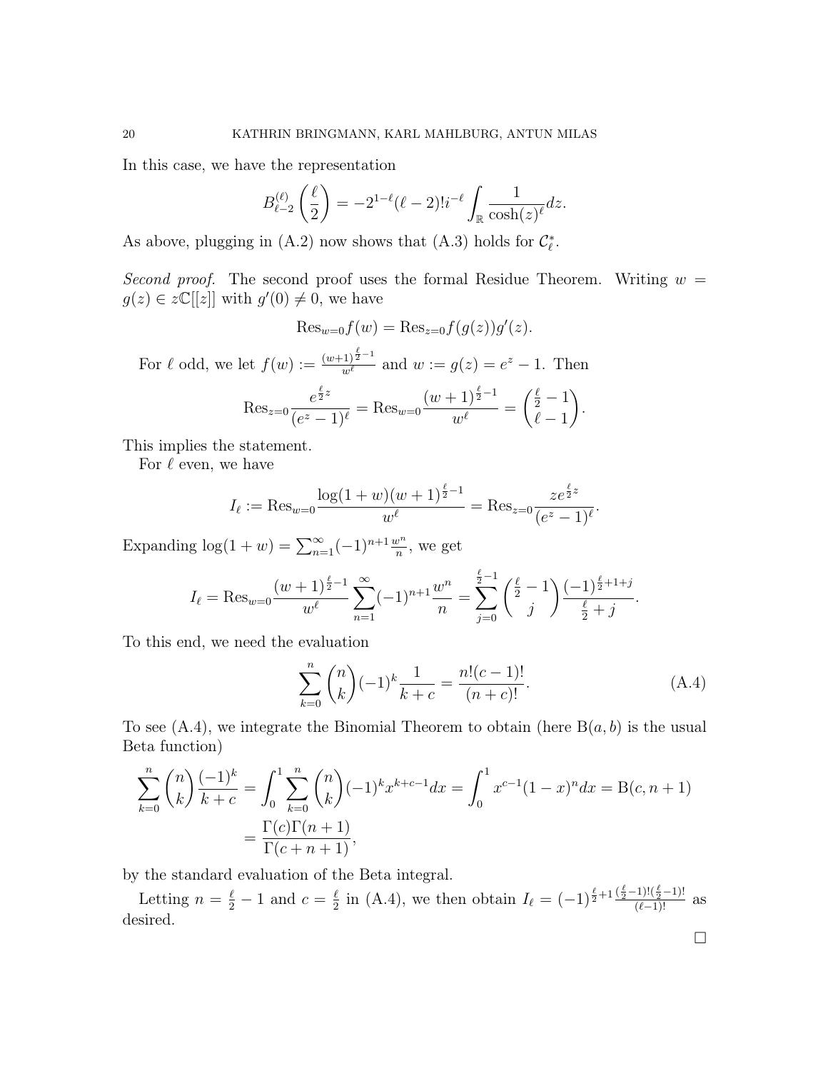In this case, we have the representation

$$B^{(\ell)}_{\ell-2}\left(\frac{\ell}{2}\right) = -2^{1-\ell}(\ell-2)! i^{-\ell} \int_{\mathbb{R}} \frac{1}{\cosh(z)^{\ell}} dz.$$

As above, plugging in (A.2) now shows that (A.3) holds for $\mathcal{C}_\ell^*$.

*Second proof.* The second proof uses the formal Residue Theorem. Writing $w = g(z) \in z\mathbb{C}[[z]]$ with $g'(0) \neq 0$, we have

$$\mathrm{Res}_{w=0} f(w) = \mathrm{Res}_{z=0} f(g(z)) g'(z).$$

For $\ell$ odd, we let $f(w) := \frac{(w+1)^{\frac{\ell}{2}-1}}{w^\ell}$ and $w := g(z) = e^z - 1$. Then

$$\mathrm{Res}_{z=0} \frac{e^{\frac{\ell}{2}z}}{(e^z-1)^\ell} = \mathrm{Res}_{w=0} \frac{(w+1)^{\frac{\ell}{2}-1}}{w^\ell} = \binom{\frac{\ell}{2}-1}{\ell-1}.$$

This implies the statement.

For $\ell$ even, we have

$$I_\ell := \mathrm{Res}_{w=0} \frac{\log(1+w)(w+1)^{\frac{\ell}{2}-1}}{w^\ell} = \mathrm{Res}_{z=0} \frac{z e^{\frac{\ell}{2}z}}{(e^z-1)^\ell}.$$

Expanding $\log(1+w) = \sum_{n=1}^\infty (-1)^{n+1} \frac{w^n}{n}$, we get

$$I_\ell = \mathrm{Res}_{w=0} \frac{(w+1)^{\frac{\ell}{2}-1}}{w^\ell} \sum_{n=1}^\infty (-1)^{n+1} \frac{w^n}{n} = \sum_{j=0}^{\frac{\ell}{2}-1} \binom{\frac{\ell}{2}-1}{j} \frac{(-1)^{\frac{\ell}{2}+1+j}}{\frac{\ell}{2}+j}.$$

To this end, we need the evaluation

$$\sum_{k=0}^n \binom{n}{k} (-1)^k \frac{1}{k+c} = \frac{n!(c-1)!}{(n+c)!}. \tag{A.4}$$

To see (A.4), we integrate the Binomial Theorem to obtain (here $\mathrm{B}(a,b)$ is the usual Beta function)

$$\begin{aligned}\sum_{k=0}^n \binom{n}{k} \frac{(-1)^k}{k+c} &= \int_0^1 \sum_{k=0}^n \binom{n}{k} (-1)^k x^{k+c-1} dx = \int_0^1 x^{c-1}(1-x)^n dx = \mathrm{B}(c, n+1) \\ &= \frac{\Gamma(c)\Gamma(n+1)}{\Gamma(c+n+1)},\end{aligned}$$

by the standard evaluation of the Beta integral.

Letting $n = \frac{\ell}{2} - 1$ and $c = \frac{\ell}{2}$ in (A.4), we then obtain $I_\ell = (-1)^{\frac{\ell}{2}+1} \frac{(\frac{\ell}{2}-1)!(\frac{\ell}{2}-1)!}{(\ell-1)!}$ as desired.

$\square$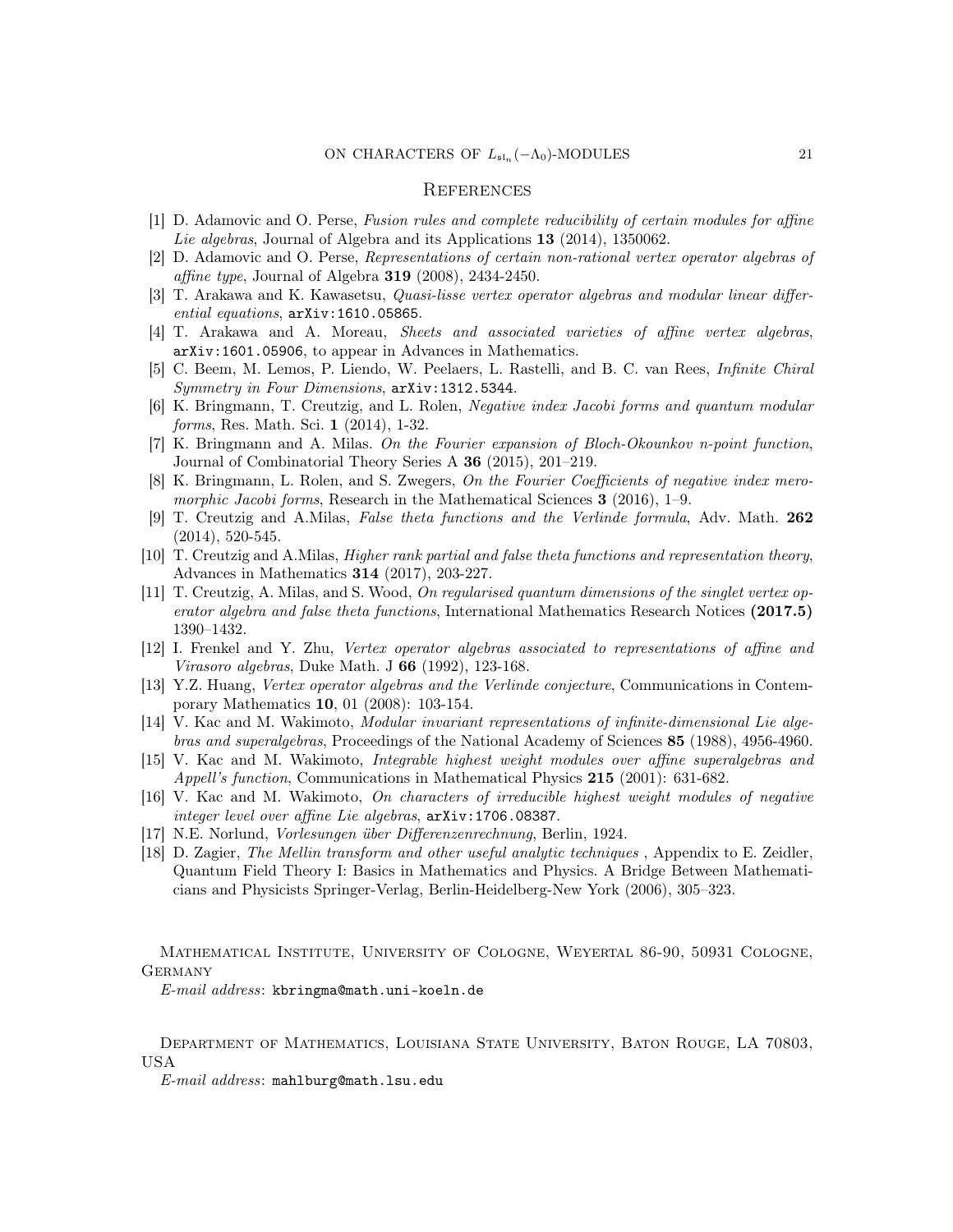## References

[1] D. Adamovic and O. Perse, *Fusion rules and complete reducibility of certain modules for affine Lie algebras*, Journal of Algebra and its Applications **13** (2014), 1350062.

[2] D. Adamovic and O. Perse, *Representations of certain non-rational vertex operator algebras of affine type*, Journal of Algebra **319** (2008), 2434-2450.

[3] T. Arakawa and K. Kawasetsu, *Quasi-lisse vertex operator algebras and modular linear differential equations*, `arXiv:1610.05865`.

[4] T. Arakawa and A. Moreau, *Sheets and associated varieties of affine vertex algebras*, `arXiv:1601.05906`, to appear in Advances in Mathematics.

[5] C. Beem, M. Lemos, P. Liendo, W. Peelaers, L. Rastelli, and B. C. van Rees, *Infinite Chiral Symmetry in Four Dimensions*, `arXiv:1312.5344`.

[6] K. Bringmann, T. Creutzig, and L. Rolen, *Negative index Jacobi forms and quantum modular forms*, Res. Math. Sci. **1** (2014), 1-32.

[7] K. Bringmann and A. Milas. *On the Fourier expansion of Bloch-Okounkov n-point function*, Journal of Combinatorial Theory Series A **36** (2015), 201–219.

[8] K. Bringmann, L. Rolen, and S. Zwegers, *On the Fourier Coefficients of negative index meromorphic Jacobi forms*, Research in the Mathematical Sciences **3** (2016), 1–9.

[9] T. Creutzig and A.Milas, *False theta functions and the Verlinde formula*, Adv. Math. **262** (2014), 520-545.

[10] T. Creutzig and A.Milas, *Higher rank partial and false theta functions and representation theory*, Advances in Mathematics **314** (2017), 203-227.

[11] T. Creutzig, A. Milas, and S. Wood, *On regularised quantum dimensions of the singlet vertex operator algebra and false theta functions*, International Mathematics Research Notices **(2017.5)** 1390–1432.

[12] I. Frenkel and Y. Zhu, *Vertex operator algebras associated to representations of affine and Virasoro algebras*, Duke Math. J **66** (1992), 123-168.

[13] Y.Z. Huang, *Vertex operator algebras and the Verlinde conjecture*, Communications in Contemporary Mathematics **10**, 01 (2008): 103-154.

[14] V. Kac and M. Wakimoto, *Modular invariant representations of infinite-dimensional Lie algebras and superalgebras*, Proceedings of the National Academy of Sciences **85** (1988), 4956-4960.

[15] V. Kac and M. Wakimoto, *Integrable highest weight modules over affine superalgebras and Appell's function*, Communications in Mathematical Physics **215** (2001): 631-682.

[16] V. Kac and M. Wakimoto, *On characters of irreducible highest weight modules of negative integer level over affine Lie algebras*, `arXiv:1706.08387`.

[17] N.E. Norlund, *Vorlesungen über Differenzenrechnung*, Berlin, 1924.

[18] D. Zagier, *The Mellin transform and other useful analytic techniques* , Appendix to E. Zeidler, Quantum Field Theory I: Basics in Mathematics and Physics. A Bridge Between Mathematicians and Physicists Springer-Verlag, Berlin-Heidelberg-New York (2006), 305–323.

Mathematical Institute, University of Cologne, Weyertal 86-90, 50931 Cologne, Germany

*E-mail address*: `kbringma@math.uni-koeln.de`

Department of Mathematics, Louisiana State University, Baton Rouge, LA 70803, USA

*E-mail address*: `mahlburg@math.lsu.edu`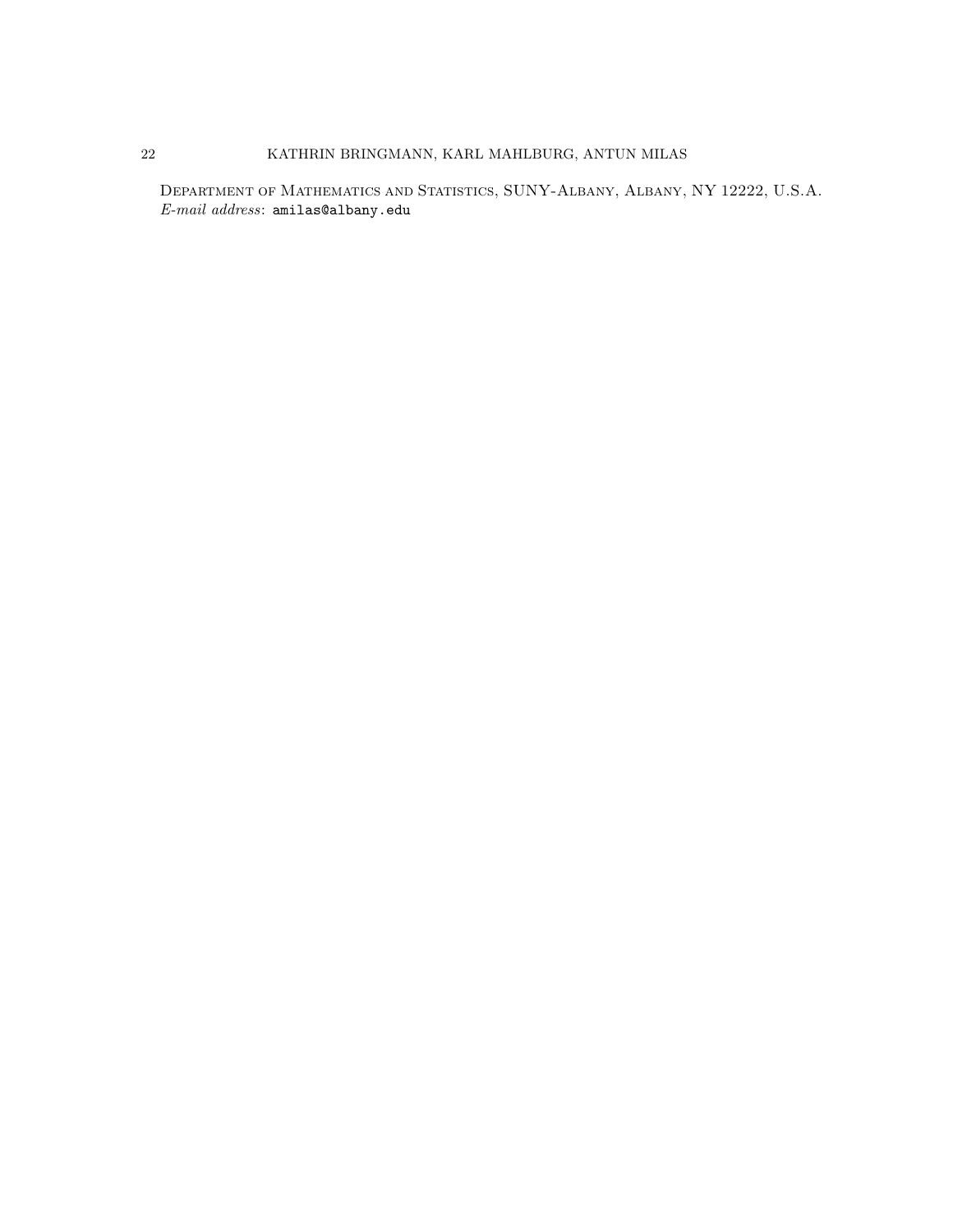Department of Mathematics and Statistics, SUNY-Albany, Albany, NY 12222, U.S.A.
*E-mail address*: amilas@albany.edu